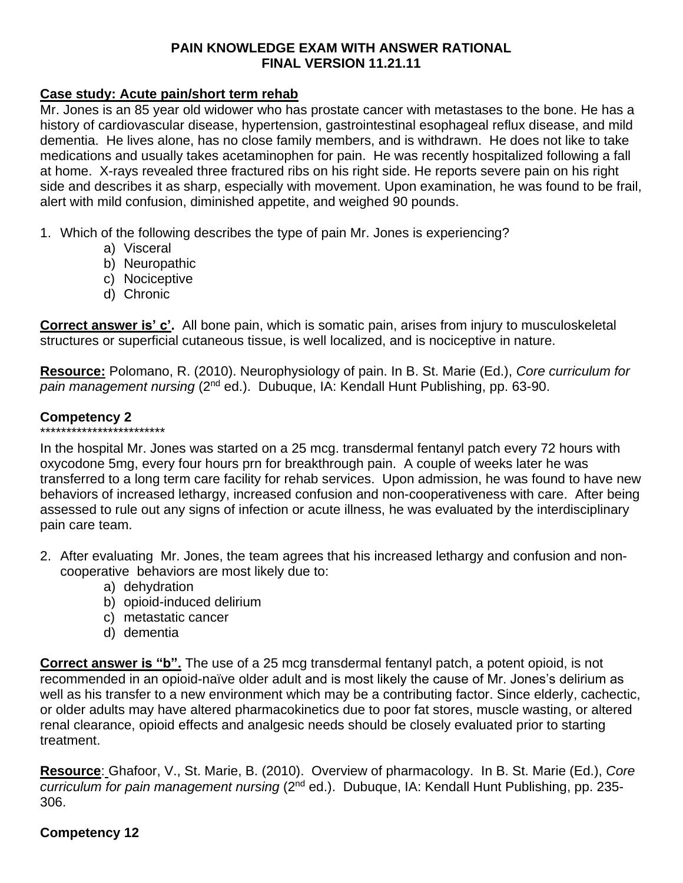# PAIN KNOWLEDGE EXAM WITH ANSWER RATIONAL
# FINAL VERSION 11.21.11

**Case study: Acute pain/short term rehab**

Mr. Jones is an 85 year old widower who has prostate cancer with metastases to the bone. He has a history of cardiovascular disease, hypertension, gastrointestinal esophageal reflux disease, and mild dementia. He lives alone, has no close family members, and is withdrawn. He does not like to take medications and usually takes acetaminophen for pain. He was recently hospitalized following a fall at home. X-rays revealed three fractured ribs on his right side. He reports severe pain on his right side and describes it as sharp, especially with movement. Upon examination, he was found to be frail, alert with mild confusion, diminished appetite, and weighed 90 pounds.

1. Which of the following describes the type of pain Mr. Jones is experiencing?
    a) Visceral
    b) Neuropathic
    c) Nociceptive
    d) Chronic

**Correct answer is' c'.** All bone pain, which is somatic pain, arises from injury to musculoskeletal structures or superficial cutaneous tissue, is well localized, and is nociceptive in nature.

**Resource:** Polomano, R. (2010). Neurophysiology of pain. In B. St. Marie (Ed.), *Core curriculum for pain management nursing* (2nd ed.). Dubuque, IA: Kendall Hunt Publishing, pp. 63-90.

**Competency 2**

************************

In the hospital Mr. Jones was started on a 25 mcg. transdermal fentanyl patch every 72 hours with oxycodone 5mg, every four hours prn for breakthrough pain. A couple of weeks later he was transferred to a long term care facility for rehab services. Upon admission, he was found to have new behaviors of increased lethargy, increased confusion and non-cooperativeness with care. After being assessed to rule out any signs of infection or acute illness, he was evaluated by the interdisciplinary pain care team.

2. After evaluating Mr. Jones, the team agrees that his increased lethargy and confusion and non-cooperative behaviors are most likely due to:
    a) dehydration
    b) opioid-induced delirium
    c) metastatic cancer
    d) dementia

**Correct answer is "b".** The use of a 25 mcg transdermal fentanyl patch, a potent opioid, is not recommended in an opioid-naïve older adult and is most likely the cause of Mr. Jones's delirium as well as his transfer to a new environment which may be a contributing factor. Since elderly, cachectic, or older adults may have altered pharmacokinetics due to poor fat stores, muscle wasting, or altered renal clearance, opioid effects and analgesic needs should be closely evaluated prior to starting treatment.

**Resource**: Ghafoor, V., St. Marie, B. (2010). Overview of pharmacology. In B. St. Marie (Ed.), *Core curriculum for pain management nursing* (2nd ed.). Dubuque, IA: Kendall Hunt Publishing, pp. 235-306.

**Competency 12**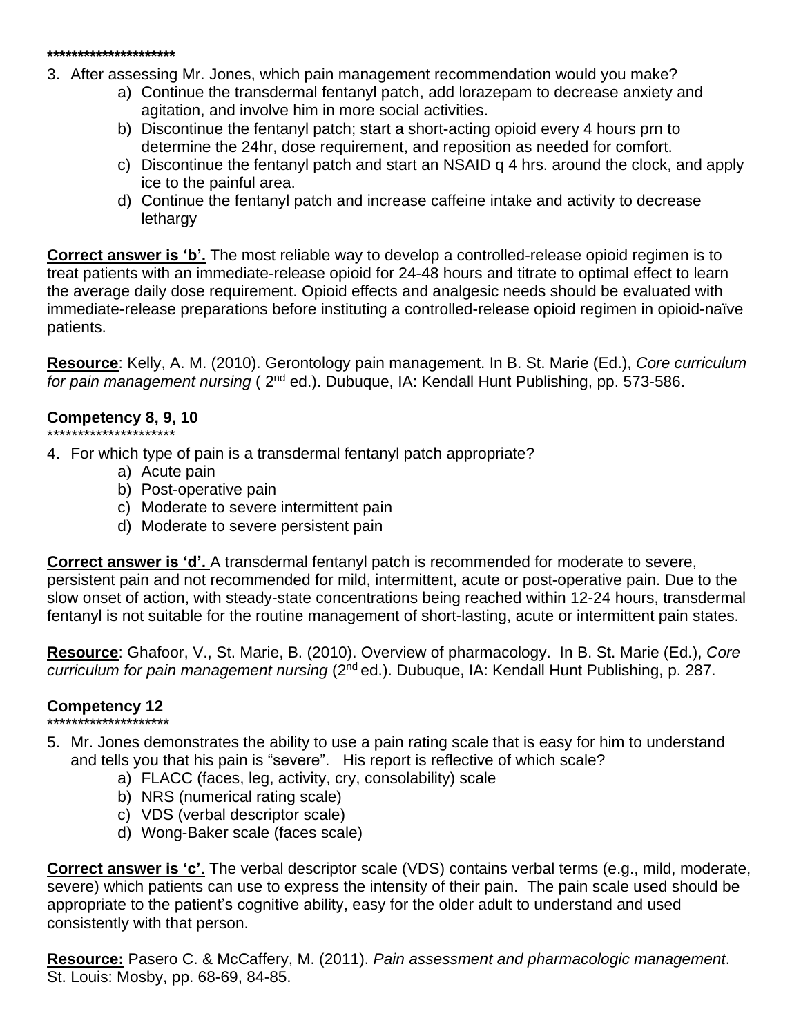*********************

3. After assessing Mr. Jones, which pain management recommendation would you make?
   a) Continue the transdermal fentanyl patch, add lorazepam to decrease anxiety and agitation, and involve him in more social activities.
   b) Discontinue the fentanyl patch; start a short-acting opioid every 4 hours prn to determine the 24hr, dose requirement, and reposition as needed for comfort.
   c) Discontinue the fentanyl patch and start an NSAID q 4 hrs. around the clock, and apply ice to the painful area.
   d) Continue the fentanyl patch and increase caffeine intake and activity to decrease lethargy

**Correct answer is 'b'.** The most reliable way to develop a controlled-release opioid regimen is to treat patients with an immediate-release opioid for 24-48 hours and titrate to optimal effect to learn the average daily dose requirement. Opioid effects and analgesic needs should be evaluated with immediate-release preparations before instituting a controlled-release opioid regimen in opioid-naïve patients.

**Resource**: Kelly, A. M. (2010). Gerontology pain management. In B. St. Marie (Ed.), *Core curriculum for pain management nursing* ( 2nd ed.). Dubuque, IA: Kendall Hunt Publishing, pp. 573-586.

**Competency 8, 9, 10**

*********************

4. For which type of pain is a transdermal fentanyl patch appropriate?
   a) Acute pain
   b) Post-operative pain
   c) Moderate to severe intermittent pain
   d) Moderate to severe persistent pain

**Correct answer is 'd'.** A transdermal fentanyl patch is recommended for moderate to severe, persistent pain and not recommended for mild, intermittent, acute or post-operative pain. Due to the slow onset of action, with steady-state concentrations being reached within 12-24 hours, transdermal fentanyl is not suitable for the routine management of short-lasting, acute or intermittent pain states.

**Resource**: Ghafoor, V., St. Marie, B. (2010). Overview of pharmacology. In B. St. Marie (Ed.), *Core curriculum for pain management nursing* (2nd ed.). Dubuque, IA: Kendall Hunt Publishing, p. 287.

**Competency 12**

********************

5. Mr. Jones demonstrates the ability to use a pain rating scale that is easy for him to understand and tells you that his pain is "severe". His report is reflective of which scale?
   a) FLACC (faces, leg, activity, cry, consolability) scale
   b) NRS (numerical rating scale)
   c) VDS (verbal descriptor scale)
   d) Wong-Baker scale (faces scale)

**Correct answer is 'c'.** The verbal descriptor scale (VDS) contains verbal terms (e.g., mild, moderate, severe) which patients can use to express the intensity of their pain. The pain scale used should be appropriate to the patient's cognitive ability, easy for the older adult to understand and used consistently with that person.

**Resource:** Pasero C. & McCaffery, M. (2011). *Pain assessment and pharmacologic management*. St. Louis: Mosby, pp. 68-69, 84-85.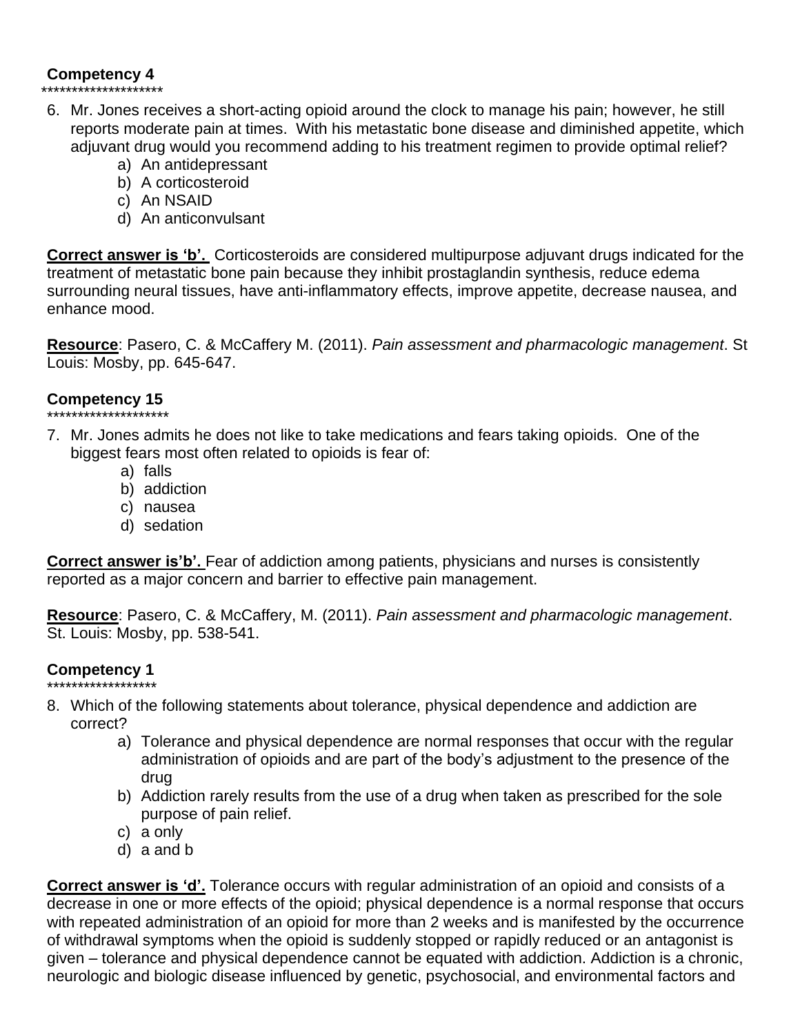**Competency 4**

********************

6. Mr. Jones receives a short-acting opioid around the clock to manage his pain; however, he still reports moderate pain at times. With his metastatic bone disease and diminished appetite, which adjuvant drug would you recommend adding to his treatment regimen to provide optimal relief?
   a) An antidepressant
   b) A corticosteroid
   c) An NSAID
   d) An anticonvulsant

**<u>Correct answer is 'b'.</u>** Corticosteroids are considered multipurpose adjuvant drugs indicated for the treatment of metastatic bone pain because they inhibit prostaglandin synthesis, reduce edema surrounding neural tissues, have anti-inflammatory effects, improve appetite, decrease nausea, and enhance mood.

**<u>Resource</u>**: Pasero, C. & McCaffery M. (2011). *Pain assessment and pharmacologic management*. St Louis: Mosby, pp. 645-647.

**Competency 15**

********************

7. Mr. Jones admits he does not like to take medications and fears taking opioids. One of the biggest fears most often related to opioids is fear of:
   a) falls
   b) addiction
   c) nausea
   d) sedation

**<u>Correct answer is'b'.</u>** Fear of addiction among patients, physicians and nurses is consistently reported as a major concern and barrier to effective pain management.

**<u>Resource</u>**: Pasero, C. & McCaffery, M. (2011). *Pain assessment and pharmacologic management*. St. Louis: Mosby, pp. 538-541.

**Competency 1**

******************

8. Which of the following statements about tolerance, physical dependence and addiction are correct?
   a) Tolerance and physical dependence are normal responses that occur with the regular administration of opioids and are part of the body's adjustment to the presence of the drug
   b) Addiction rarely results from the use of a drug when taken as prescribed for the sole purpose of pain relief.
   c) a only
   d) a and b

**<u>Correct answer is 'd'.</u>** Tolerance occurs with regular administration of an opioid and consists of a decrease in one or more effects of the opioid; physical dependence is a normal response that occurs with repeated administration of an opioid for more than 2 weeks and is manifested by the occurrence of withdrawal symptoms when the opioid is suddenly stopped or rapidly reduced or an antagonist is given – tolerance and physical dependence cannot be equated with addiction. Addiction is a chronic, neurologic and biologic disease influenced by genetic, psychosocial, and environmental factors and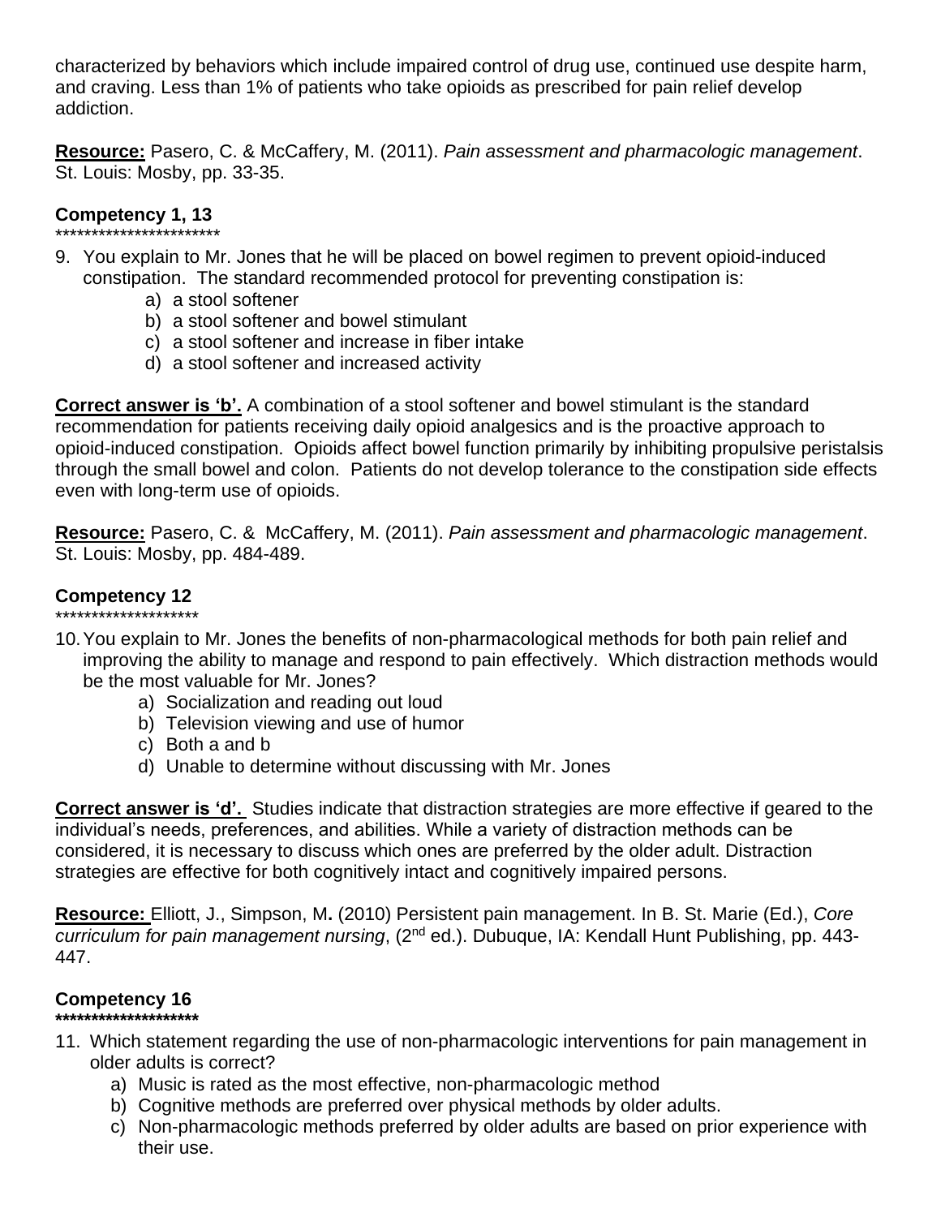characterized by behaviors which include impaired control of drug use, continued use despite harm, and craving. Less than 1% of patients who take opioids as prescribed for pain relief develop addiction.

**Resource:** Pasero, C. & McCaffery, M. (2011). *Pain assessment and pharmacologic management*. St. Louis: Mosby, pp. 33-35.

**Competency 1, 13**
***********************

9. You explain to Mr. Jones that he will be placed on bowel regimen to prevent opioid-induced constipation. The standard recommended protocol for preventing constipation is:
   a) a stool softener
   b) a stool softener and bowel stimulant
   c) a stool softener and increase in fiber intake
   d) a stool softener and increased activity

**Correct answer is 'b'.** A combination of a stool softener and bowel stimulant is the standard recommendation for patients receiving daily opioid analgesics and is the proactive approach to opioid-induced constipation. Opioids affect bowel function primarily by inhibiting propulsive peristalsis through the small bowel and colon. Patients do not develop tolerance to the constipation side effects even with long-term use of opioids.

**Resource:** Pasero, C. & McCaffery, M. (2011). *Pain assessment and pharmacologic management*. St. Louis: Mosby, pp. 484-489.

**Competency 12**
********************

10. You explain to Mr. Jones the benefits of non-pharmacological methods for both pain relief and improving the ability to manage and respond to pain effectively. Which distraction methods would be the most valuable for Mr. Jones?
    a) Socialization and reading out loud
    b) Television viewing and use of humor
    c) Both a and b
    d) Unable to determine without discussing with Mr. Jones

**Correct answer is 'd'.** Studies indicate that distraction strategies are more effective if geared to the individual's needs, preferences, and abilities. While a variety of distraction methods can be considered, it is necessary to discuss which ones are preferred by the older adult. Distraction strategies are effective for both cognitively intact and cognitively impaired persons.

**Resource:** Elliott, J., Simpson, M**.** (2010) Persistent pain management. In B. St. Marie (Ed.), *Core curriculum for pain management nursing*, (2nd ed.). Dubuque, IA: Kendall Hunt Publishing, pp. 443-447.

**Competency 16**
**********************

11. Which statement regarding the use of non-pharmacologic interventions for pain management in older adults is correct?
    a) Music is rated as the most effective, non-pharmacologic method
    b) Cognitive methods are preferred over physical methods by older adults.
    c) Non-pharmacologic methods preferred by older adults are based on prior experience with their use.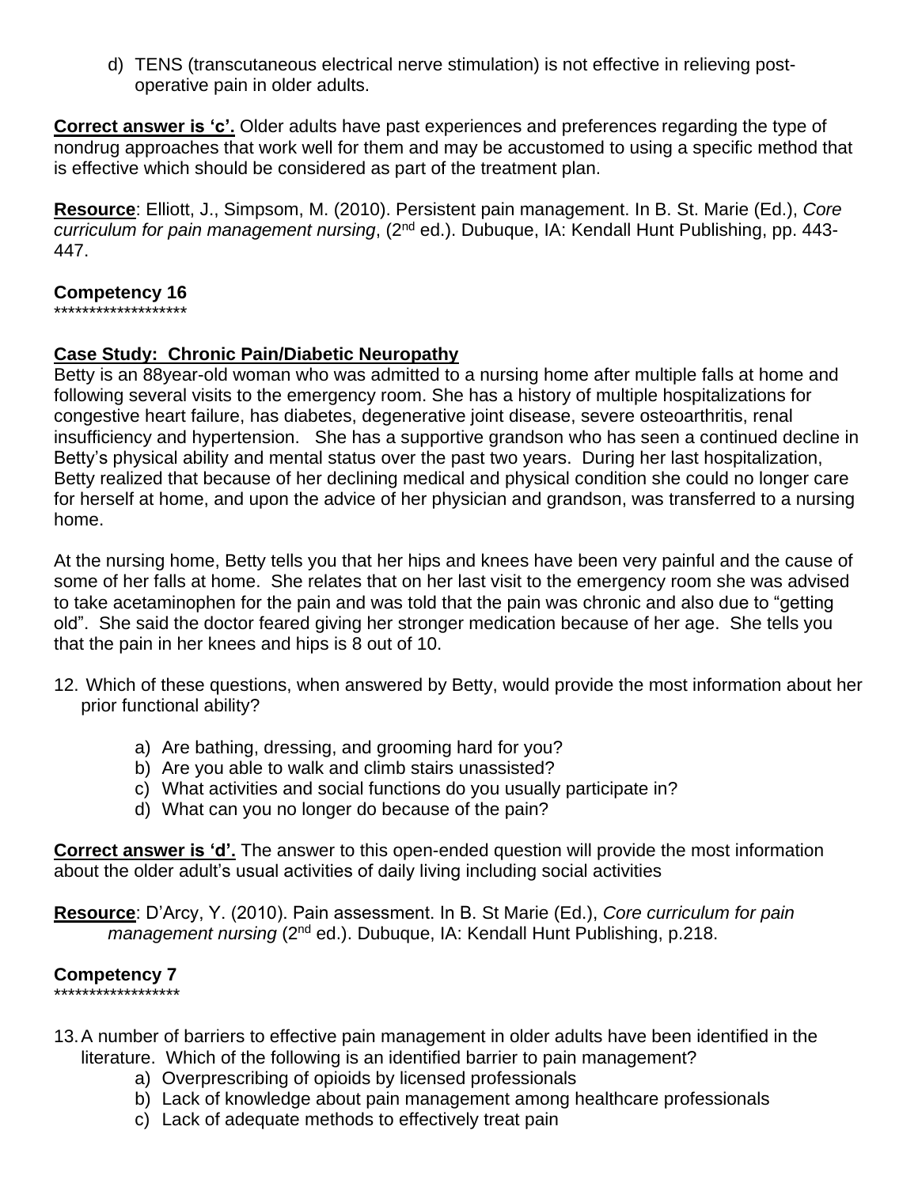d) TENS (transcutaneous electrical nerve stimulation) is not effective in relieving post-operative pain in older adults.

**Correct answer is 'c'.** Older adults have past experiences and preferences regarding the type of nondrug approaches that work well for them and may be accustomed to using a specific method that is effective which should be considered as part of the treatment plan.

**Resource**: Elliott, J., Simpsom, M. (2010). Persistent pain management. In B. St. Marie (Ed.), *Core curriculum for pain management nursing*, (2nd ed.). Dubuque, IA: Kendall Hunt Publishing, pp. 443-447.

**Competency 16**
*******************

**Case Study: Chronic Pain/Diabetic Neuropathy**
Betty is an 88year-old woman who was admitted to a nursing home after multiple falls at home and following several visits to the emergency room. She has a history of multiple hospitalizations for congestive heart failure, has diabetes, degenerative joint disease, severe osteoarthritis, renal insufficiency and hypertension. She has a supportive grandson who has seen a continued decline in Betty's physical ability and mental status over the past two years. During her last hospitalization, Betty realized that because of her declining medical and physical condition she could no longer care for herself at home, and upon the advice of her physician and grandson, was transferred to a nursing home.

At the nursing home, Betty tells you that her hips and knees have been very painful and the cause of some of her falls at home. She relates that on her last visit to the emergency room she was advised to take acetaminophen for the pain and was told that the pain was chronic and also due to "getting old". She said the doctor feared giving her stronger medication because of her age. She tells you that the pain in her knees and hips is 8 out of 10.

12. Which of these questions, when answered by Betty, would provide the most information about her prior functional ability?

    a) Are bathing, dressing, and grooming hard for you?
    b) Are you able to walk and climb stairs unassisted?
    c) What activities and social functions do you usually participate in?
    d) What can you no longer do because of the pain?

**Correct answer is 'd'.** The answer to this open-ended question will provide the most information about the older adult's usual activities of daily living including social activities

**Resource**: D'Arcy, Y. (2010). Pain assessment. In B. St Marie (Ed.), *Core curriculum for pain management nursing* (2nd ed.). Dubuque, IA: Kendall Hunt Publishing, p.218.

**Competency 7**
******************

13. A number of barriers to effective pain management in older adults have been identified in the literature. Which of the following is an identified barrier to pain management?
    a) Overprescribing of opioids by licensed professionals
    b) Lack of knowledge about pain management among healthcare professionals
    c) Lack of adequate methods to effectively treat pain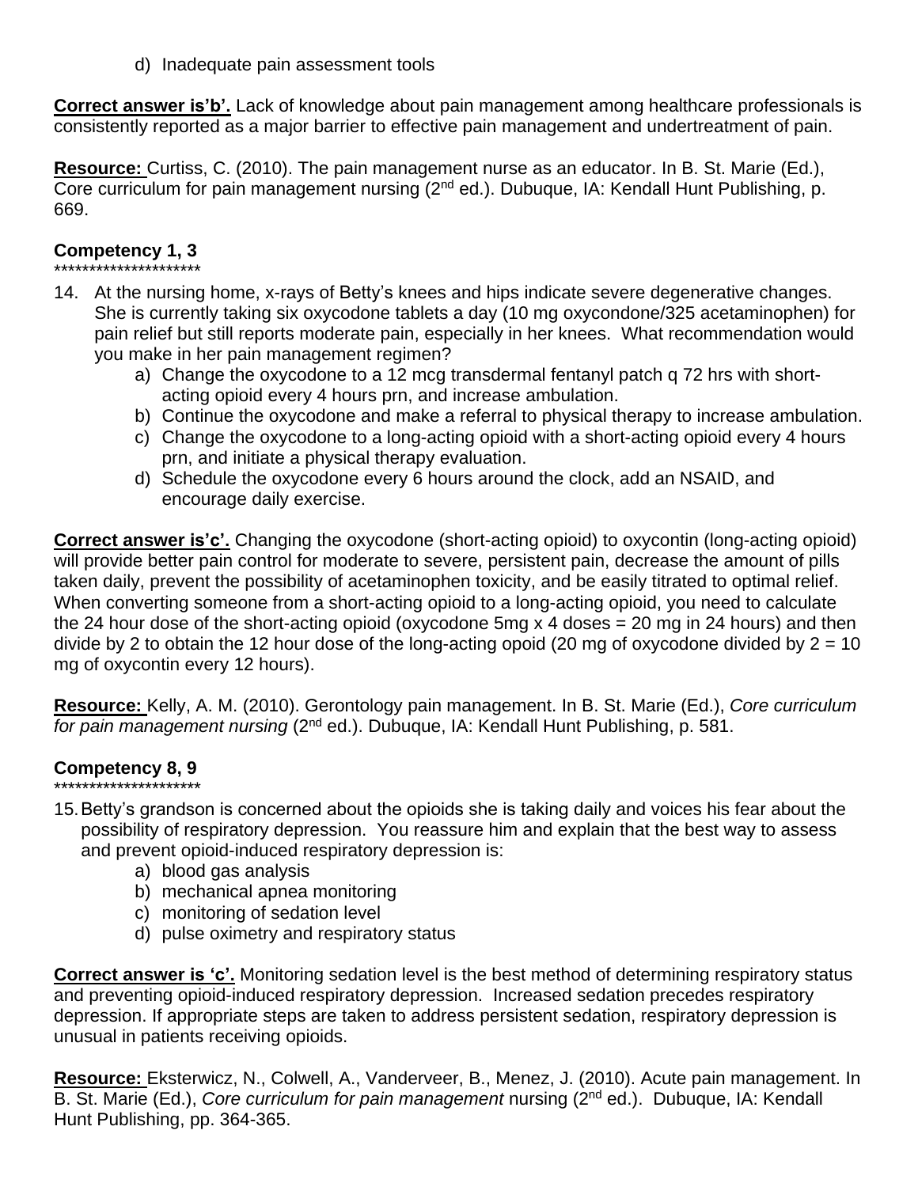d) Inadequate pain assessment tools

**Correct answer is'b'.** Lack of knowledge about pain management among healthcare professionals is consistently reported as a major barrier to effective pain management and undertreatment of pain.

**Resource:** Curtiss, C. (2010). The pain management nurse as an educator. In B. St. Marie (Ed.), Core curriculum for pain management nursing (2nd ed.). Dubuque, IA: Kendall Hunt Publishing, p. 669.

**Competency 1, 3**
*********************

14. At the nursing home, x-rays of Betty's knees and hips indicate severe degenerative changes. She is currently taking six oxycodone tablets a day (10 mg oxycondone/325 acetaminophen) for pain relief but still reports moderate pain, especially in her knees. What recommendation would you make in her pain management regimen?
    a) Change the oxycodone to a 12 mcg transdermal fentanyl patch q 72 hrs with short-acting opioid every 4 hours prn, and increase ambulation.
    b) Continue the oxycodone and make a referral to physical therapy to increase ambulation.
    c) Change the oxycodone to a long-acting opioid with a short-acting opioid every 4 hours prn, and initiate a physical therapy evaluation.
    d) Schedule the oxycodone every 6 hours around the clock, add an NSAID, and encourage daily exercise.

**Correct answer is'c'.** Changing the oxycodone (short-acting opioid) to oxycontin (long-acting opioid) will provide better pain control for moderate to severe, persistent pain, decrease the amount of pills taken daily, prevent the possibility of acetaminophen toxicity, and be easily titrated to optimal relief. When converting someone from a short-acting opioid to a long-acting opioid, you need to calculate the 24 hour dose of the short-acting opioid (oxycodone 5mg x 4 doses = 20 mg in 24 hours) and then divide by 2 to obtain the 12 hour dose of the long-acting opoid (20 mg of oxycodone divided by 2 = 10 mg of oxycontin every 12 hours).

**Resource:** Kelly, A. M. (2010). Gerontology pain management. In B. St. Marie (Ed.), *Core curriculum for pain management nursing* (2nd ed.). Dubuque, IA: Kendall Hunt Publishing, p. 581.

**Competency 8, 9**
*********************

15. Betty's grandson is concerned about the opioids she is taking daily and voices his fear about the possibility of respiratory depression. You reassure him and explain that the best way to assess and prevent opioid-induced respiratory depression is:
    a) blood gas analysis
    b) mechanical apnea monitoring
    c) monitoring of sedation level
    d) pulse oximetry and respiratory status

**Correct answer is 'c'.** Monitoring sedation level is the best method of determining respiratory status and preventing opioid-induced respiratory depression. Increased sedation precedes respiratory depression. If appropriate steps are taken to address persistent sedation, respiratory depression is unusual in patients receiving opioids.

**Resource:** Eksterwicz, N., Colwell, A., Vanderveer, B., Menez, J. (2010). Acute pain management. In B. St. Marie (Ed.), *Core curriculum for pain management* nursing (2nd ed.). Dubuque, IA: Kendall Hunt Publishing, pp. 364-365.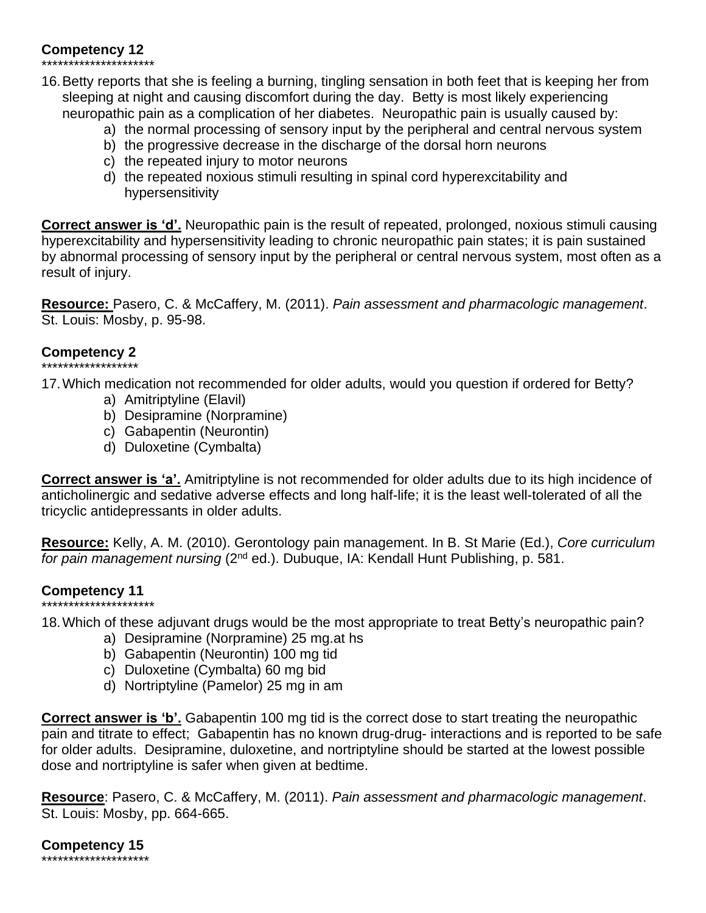**Competency 12**
********************

16. Betty reports that she is feeling a burning, tingling sensation in both feet that is keeping her from sleeping at night and causing discomfort during the day. Betty is most likely experiencing neuropathic pain as a complication of her diabetes. Neuropathic pain is usually caused by:
    a) the normal processing of sensory input by the peripheral and central nervous system
    b) the progressive decrease in the discharge of the dorsal horn neurons
    c) the repeated injury to motor neurons
    d) the repeated noxious stimuli resulting in spinal cord hyperexcitability and hypersensitivity

**Correct answer is 'd'.** Neuropathic pain is the result of repeated, prolonged, noxious stimuli causing hyperexcitability and hypersensitivity leading to chronic neuropathic pain states; it is pain sustained by abnormal processing of sensory input by the peripheral or central nervous system, most often as a result of injury.

**Resource:** Pasero, C. & McCaffery, M. (2011). *Pain assessment and pharmacologic management*. St. Louis: Mosby, p. 95-98.

**Competency 2**
******************

17. Which medication not recommended for older adults, would you question if ordered for Betty?
    a) Amitriptyline (Elavil)
    b) Desipramine (Norpramine)
    c) Gabapentin (Neurontin)
    d) Duloxetine (Cymbalta)

**Correct answer is 'a'.** Amitriptyline is not recommended for older adults due to its high incidence of anticholinergic and sedative adverse effects and long half-life; it is the least well-tolerated of all the tricyclic antidepressants in older adults.

**Resource:** Kelly, A. M. (2010). Gerontology pain management. In B. St Marie (Ed.), *Core curriculum for pain management nursing* (2nd ed.). Dubuque, IA: Kendall Hunt Publishing, p. 581.

**Competency 11**
*********************

18. Which of these adjuvant drugs would be the most appropriate to treat Betty's neuropathic pain?
    a) Desipramine (Norpramine) 25 mg.at hs
    b) Gabapentin (Neurontin) 100 mg tid
    c) Duloxetine (Cymbalta) 60 mg bid
    d) Nortriptyline (Pamelor) 25 mg in am

**Correct answer is 'b'.** Gabapentin 100 mg tid is the correct dose to start treating the neuropathic pain and titrate to effect; Gabapentin has no known drug-drug- interactions and is reported to be safe for older adults. Desipramine, duloxetine, and nortriptyline should be started at the lowest possible dose and nortriptyline is safer when given at bedtime.

**Resource**: Pasero, C. & McCaffery, M. (2011). *Pain assessment and pharmacologic management*. St. Louis: Mosby, pp. 664-665.

**Competency 15**
********************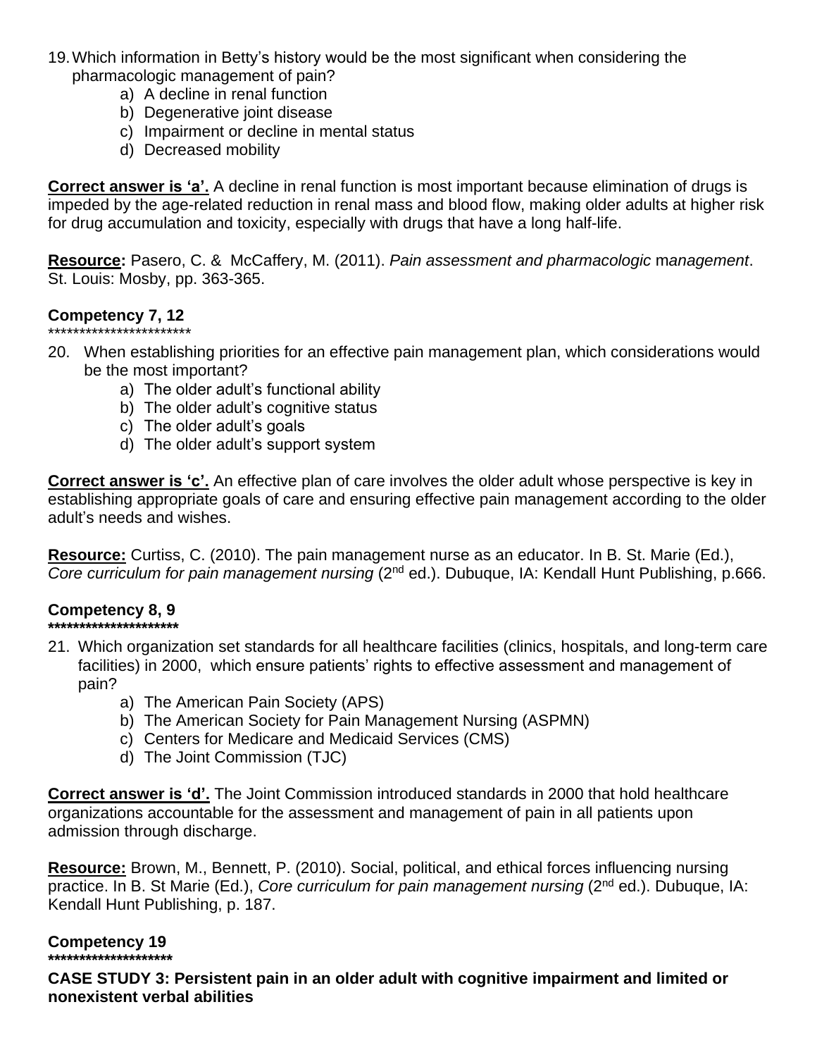19. Which information in Betty's history would be the most significant when considering the pharmacologic management of pain?
    a) A decline in renal function
    b) Degenerative joint disease
    c) Impairment or decline in mental status
    d) Decreased mobility

**Correct answer is 'a'.** A decline in renal function is most important because elimination of drugs is impeded by the age-related reduction in renal mass and blood flow, making older adults at higher risk for drug accumulation and toxicity, especially with drugs that have a long half-life.

**Resource:** Pasero, C. & McCaffery, M. (2011). *Pain assessment and pharmacologic* m*anagement*. St. Louis: Mosby, pp. 363-365.

**Competency 7, 12**

\***********************

20. When establishing priorities for an effective pain management plan, which considerations would be the most important?
    a) The older adult's functional ability
    b) The older adult's cognitive status
    c) The older adult's goals
    d) The older adult's support system

**Correct answer is 'c'.** An effective plan of care involves the older adult whose perspective is key in establishing appropriate goals of care and ensuring effective pain management according to the older adult's needs and wishes.

**Resource:** Curtiss, C. (2010). The pain management nurse as an educator. In B. St. Marie (Ed.), *Core curriculum for pain management nursing* (2nd ed.). Dubuque, IA: Kendall Hunt Publishing, p.666.

**Competency 8, 9**

**********************

21. Which organization set standards for all healthcare facilities (clinics, hospitals, and long-term care facilities) in 2000, which ensure patients' rights to effective assessment and management of pain?
    a) The American Pain Society (APS)
    b) The American Society for Pain Management Nursing (ASPMN)
    c) Centers for Medicare and Medicaid Services (CMS)
    d) The Joint Commission (TJC)

**Correct answer is 'd'.** The Joint Commission introduced standards in 2000 that hold healthcare organizations accountable for the assessment and management of pain in all patients upon admission through discharge.

**Resource:** Brown, M., Bennett, P. (2010). Social, political, and ethical forces influencing nursing practice. In B. St Marie (Ed.), *Core curriculum for pain management nursing* (2nd ed.). Dubuque, IA: Kendall Hunt Publishing, p. 187.

**Competency 19**

*********************

**CASE STUDY 3: Persistent pain in an older adult with cognitive impairment and limited or nonexistent verbal abilities**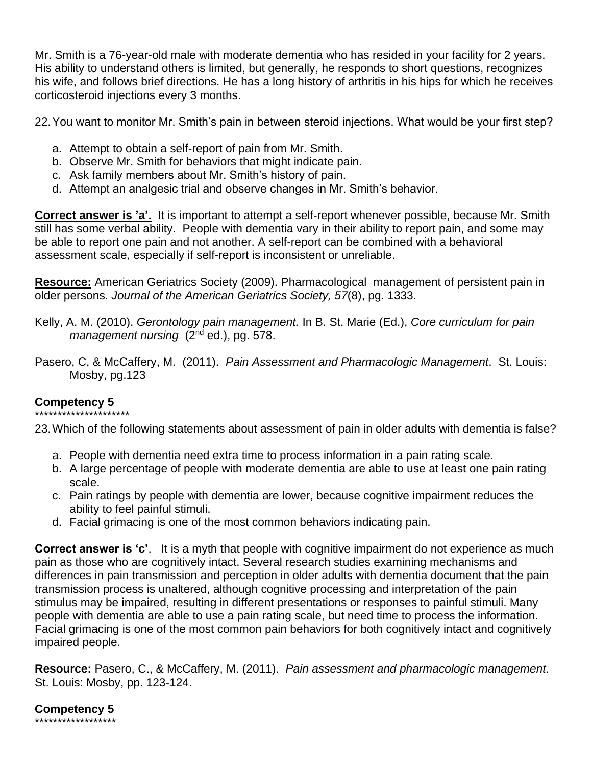Mr. Smith is a 76-year-old male with moderate dementia who has resided in your facility for 2 years. His ability to understand others is limited, but generally, he responds to short questions, recognizes his wife, and follows brief directions. He has a long history of arthritis in his hips for which he receives corticosteroid injections every 3 months.

22. You want to monitor Mr. Smith's pain in between steroid injections. What would be your first step?

   a. Attempt to obtain a self-report of pain from Mr. Smith.
   b. Observe Mr. Smith for behaviors that might indicate pain.
   c. Ask family members about Mr. Smith's history of pain.
   d. Attempt an analgesic trial and observe changes in Mr. Smith's behavior.

**Correct answer is 'a'.** It is important to attempt a self-report whenever possible, because Mr. Smith still has some verbal ability. People with dementia vary in their ability to report pain, and some may be able to report one pain and not another. A self-report can be combined with a behavioral assessment scale, especially if self-report is inconsistent or unreliable.

**Resource:** American Geriatrics Society (2009). Pharmacological management of persistent pain in older persons. *Journal of the American Geriatrics Society, 57*(8), pg. 1333.

Kelly, A. M. (2010). *Gerontology pain management.* In B. St. Marie (Ed.), *Core curriculum for pain management nursing* (2nd ed.), pg. 578.

Pasero, C, & McCaffery, M. (2011). *Pain Assessment and Pharmacologic Management*. St. Louis: Mosby, pg.123

**Competency 5**
*********************

23. Which of the following statements about assessment of pain in older adults with dementia is false?

   a. People with dementia need extra time to process information in a pain rating scale.
   b. A large percentage of people with moderate dementia are able to use at least one pain rating scale.
   c. Pain ratings by people with dementia are lower, because cognitive impairment reduces the ability to feel painful stimuli.
   d. Facial grimacing is one of the most common behaviors indicating pain.

**Correct answer is 'c'**. It is a myth that people with cognitive impairment do not experience as much pain as those who are cognitively intact. Several research studies examining mechanisms and differences in pain transmission and perception in older adults with dementia document that the pain transmission process is unaltered, although cognitive processing and interpretation of the pain stimulus may be impaired, resulting in different presentations or responses to painful stimuli. Many people with dementia are able to use a pain rating scale, but need time to process the information. Facial grimacing is one of the most common pain behaviors for both cognitively intact and cognitively impaired people.

**Resource:** Pasero, C., & McCaffery, M. (2011). *Pain assessment and pharmacologic management*. St. Louis: Mosby, pp. 123-124.

**Competency 5**
******************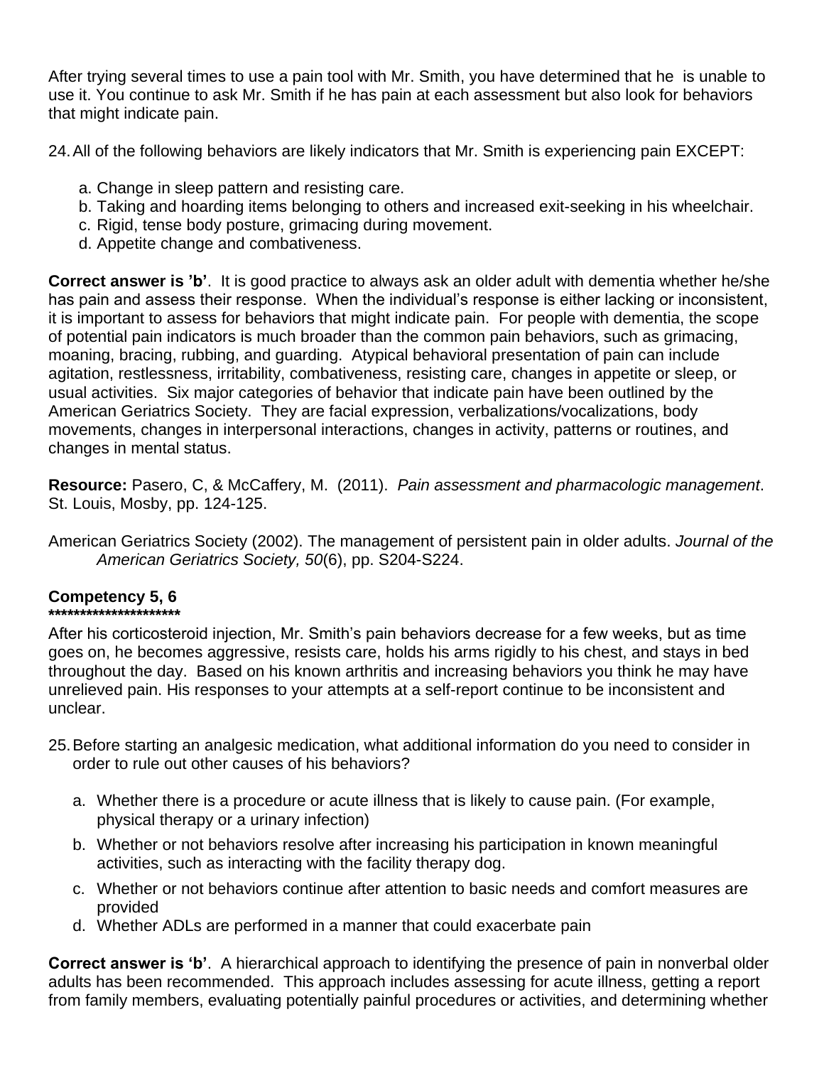After trying several times to use a pain tool with Mr. Smith, you have determined that he is unable to use it. You continue to ask Mr. Smith if he has pain at each assessment but also look for behaviors that might indicate pain.

24. All of the following behaviors are likely indicators that Mr. Smith is experiencing pain EXCEPT:

   a. Change in sleep pattern and resisting care.
   b. Taking and hoarding items belonging to others and increased exit-seeking in his wheelchair.
   c. Rigid, tense body posture, grimacing during movement.
   d. Appetite change and combativeness.

**Correct answer is 'b'**. It is good practice to always ask an older adult with dementia whether he/she has pain and assess their response. When the individual's response is either lacking or inconsistent, it is important to assess for behaviors that might indicate pain. For people with dementia, the scope of potential pain indicators is much broader than the common pain behaviors, such as grimacing, moaning, bracing, rubbing, and guarding. Atypical behavioral presentation of pain can include agitation, restlessness, irritability, combativeness, resisting care, changes in appetite or sleep, or usual activities. Six major categories of behavior that indicate pain have been outlined by the American Geriatrics Society. They are facial expression, verbalizations/vocalizations, body movements, changes in interpersonal interactions, changes in activity, patterns or routines, and changes in mental status.

**Resource:** Pasero, C, & McCaffery, M. (2011). *Pain assessment and pharmacologic management*. St. Louis, Mosby, pp. 124-125.

American Geriatrics Society (2002). The management of persistent pain in older adults. *Journal of the American Geriatrics Society, 50*(6), pp. S204-S224.

**Competency 5, 6**
**********************

After his corticosteroid injection, Mr. Smith's pain behaviors decrease for a few weeks, but as time goes on, he becomes aggressive, resists care, holds his arms rigidly to his chest, and stays in bed throughout the day. Based on his known arthritis and increasing behaviors you think he may have unrelieved pain. His responses to your attempts at a self-report continue to be inconsistent and unclear.

25. Before starting an analgesic medication, what additional information do you need to consider in order to rule out other causes of his behaviors?

   a. Whether there is a procedure or acute illness that is likely to cause pain. (For example, physical therapy or a urinary infection)
   b. Whether or not behaviors resolve after increasing his participation in known meaningful activities, such as interacting with the facility therapy dog.
   c. Whether or not behaviors continue after attention to basic needs and comfort measures are provided
   d. Whether ADLs are performed in a manner that could exacerbate pain

**Correct answer is 'b'**. A hierarchical approach to identifying the presence of pain in nonverbal older adults has been recommended. This approach includes assessing for acute illness, getting a report from family members, evaluating potentially painful procedures or activities, and determining whether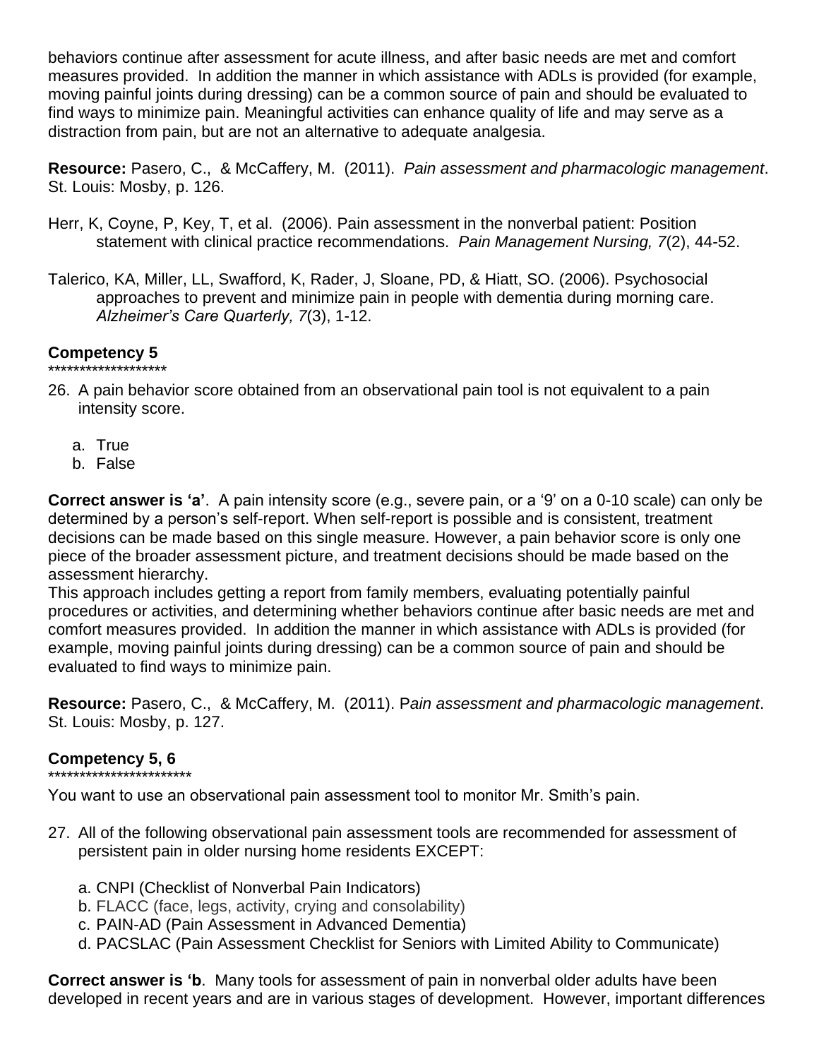behaviors continue after assessment for acute illness, and after basic needs are met and comfort measures provided. In addition the manner in which assistance with ADLs is provided (for example, moving painful joints during dressing) can be a common source of pain and should be evaluated to find ways to minimize pain. Meaningful activities can enhance quality of life and may serve as a distraction from pain, but are not an alternative to adequate analgesia.

**Resource:** Pasero, C., & McCaffery, M. (2011). *Pain assessment and pharmacologic management*. St. Louis: Mosby, p. 126.

Herr, K, Coyne, P, Key, T, et al. (2006). Pain assessment in the nonverbal patient: Position statement with clinical practice recommendations. *Pain Management Nursing, 7*(2), 44-52.

Talerico, KA, Miller, LL, Swafford, K, Rader, J, Sloane, PD, & Hiatt, SO. (2006). Psychosocial approaches to prevent and minimize pain in people with dementia during morning care. *Alzheimer's Care Quarterly, 7*(3), 1-12.

**Competency 5**

*******************

26. A pain behavior score obtained from an observational pain tool is not equivalent to a pain intensity score.

    a. True
    b. False

**Correct answer is 'a'**. A pain intensity score (e.g., severe pain, or a '9' on a 0-10 scale) can only be determined by a person's self-report. When self-report is possible and is consistent, treatment decisions can be made based on this single measure. However, a pain behavior score is only one piece of the broader assessment picture, and treatment decisions should be made based on the assessment hierarchy.
This approach includes getting a report from family members, evaluating potentially painful procedures or activities, and determining whether behaviors continue after basic needs are met and comfort measures provided. In addition the manner in which assistance with ADLs is provided (for example, moving painful joints during dressing) can be a common source of pain and should be evaluated to find ways to minimize pain.

**Resource:** Pasero, C., & McCaffery, M. (2011). P*ain assessment and pharmacologic management*. St. Louis: Mosby, p. 127.

**Competency 5, 6**

**********************

You want to use an observational pain assessment tool to monitor Mr. Smith's pain.

27. All of the following observational pain assessment tools are recommended for assessment of persistent pain in older nursing home residents EXCEPT:

    a. CNPI (Checklist of Nonverbal Pain Indicators)
    b. FLACC (face, legs, activity, crying and consolability)
    c. PAIN-AD (Pain Assessment in Advanced Dementia)
    d. PACSLAC (Pain Assessment Checklist for Seniors with Limited Ability to Communicate)

**Correct answer is 'b**. Many tools for assessment of pain in nonverbal older adults have been developed in recent years and are in various stages of development. However, important differences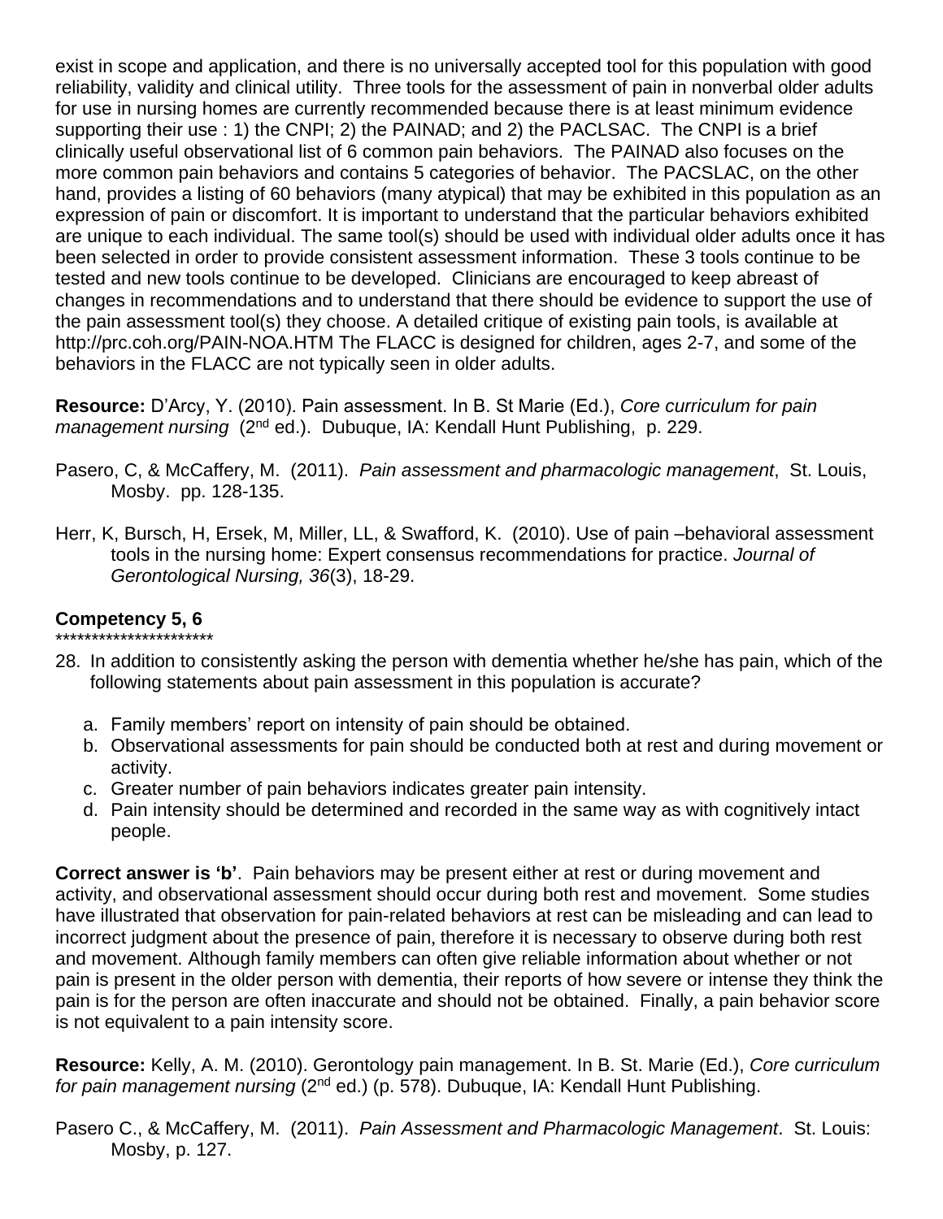exist in scope and application, and there is no universally accepted tool for this population with good reliability, validity and clinical utility. Three tools for the assessment of pain in nonverbal older adults for use in nursing homes are currently recommended because there is at least minimum evidence supporting their use : 1) the CNPI; 2) the PAINAD; and 2) the PACLSAC. The CNPI is a brief clinically useful observational list of 6 common pain behaviors. The PAINAD also focuses on the more common pain behaviors and contains 5 categories of behavior. The PACSLAC, on the other hand, provides a listing of 60 behaviors (many atypical) that may be exhibited in this population as an expression of pain or discomfort. It is important to understand that the particular behaviors exhibited are unique to each individual. The same tool(s) should be used with individual older adults once it has been selected in order to provide consistent assessment information. These 3 tools continue to be tested and new tools continue to be developed. Clinicians are encouraged to keep abreast of changes in recommendations and to understand that there should be evidence to support the use of the pain assessment tool(s) they choose. A detailed critique of existing pain tools, is available at http://prc.coh.org/PAIN-NOA.HTM The FLACC is designed for children, ages 2-7, and some of the behaviors in the FLACC are not typically seen in older adults.

**Resource:** D'Arcy, Y. (2010). Pain assessment. In B. St Marie (Ed.), *Core curriculum for pain management nursing* (2nd ed.). Dubuque, IA: Kendall Hunt Publishing, p. 229.

Pasero, C, & McCaffery, M. (2011). *Pain assessment and pharmacologic management*, St. Louis, Mosby. pp. 128-135.

Herr, K, Bursch, H, Ersek, M, Miller, LL, & Swafford, K. (2010). Use of pain –behavioral assessment tools in the nursing home: Expert consensus recommendations for practice. *Journal of Gerontological Nursing, 36*(3), 18-29.

**Competency 5, 6**

*********************

28. In addition to consistently asking the person with dementia whether he/she has pain, which of the following statements about pain assessment in this population is accurate?

    a. Family members' report on intensity of pain should be obtained.
    b. Observational assessments for pain should be conducted both at rest and during movement or activity.
    c. Greater number of pain behaviors indicates greater pain intensity.
    d. Pain intensity should be determined and recorded in the same way as with cognitively intact people.

**Correct answer is 'b'**. Pain behaviors may be present either at rest or during movement and activity, and observational assessment should occur during both rest and movement. Some studies have illustrated that observation for pain-related behaviors at rest can be misleading and can lead to incorrect judgment about the presence of pain, therefore it is necessary to observe during both rest and movement. Although family members can often give reliable information about whether or not pain is present in the older person with dementia, their reports of how severe or intense they think the pain is for the person are often inaccurate and should not be obtained. Finally, a pain behavior score is not equivalent to a pain intensity score.

**Resource:** Kelly, A. M. (2010). Gerontology pain management. In B. St. Marie (Ed.), *Core curriculum for pain management nursing* (2nd ed.) (p. 578). Dubuque, IA: Kendall Hunt Publishing.

Pasero C., & McCaffery, M. (2011). *Pain Assessment and Pharmacologic Management*. St. Louis: Mosby, p. 127.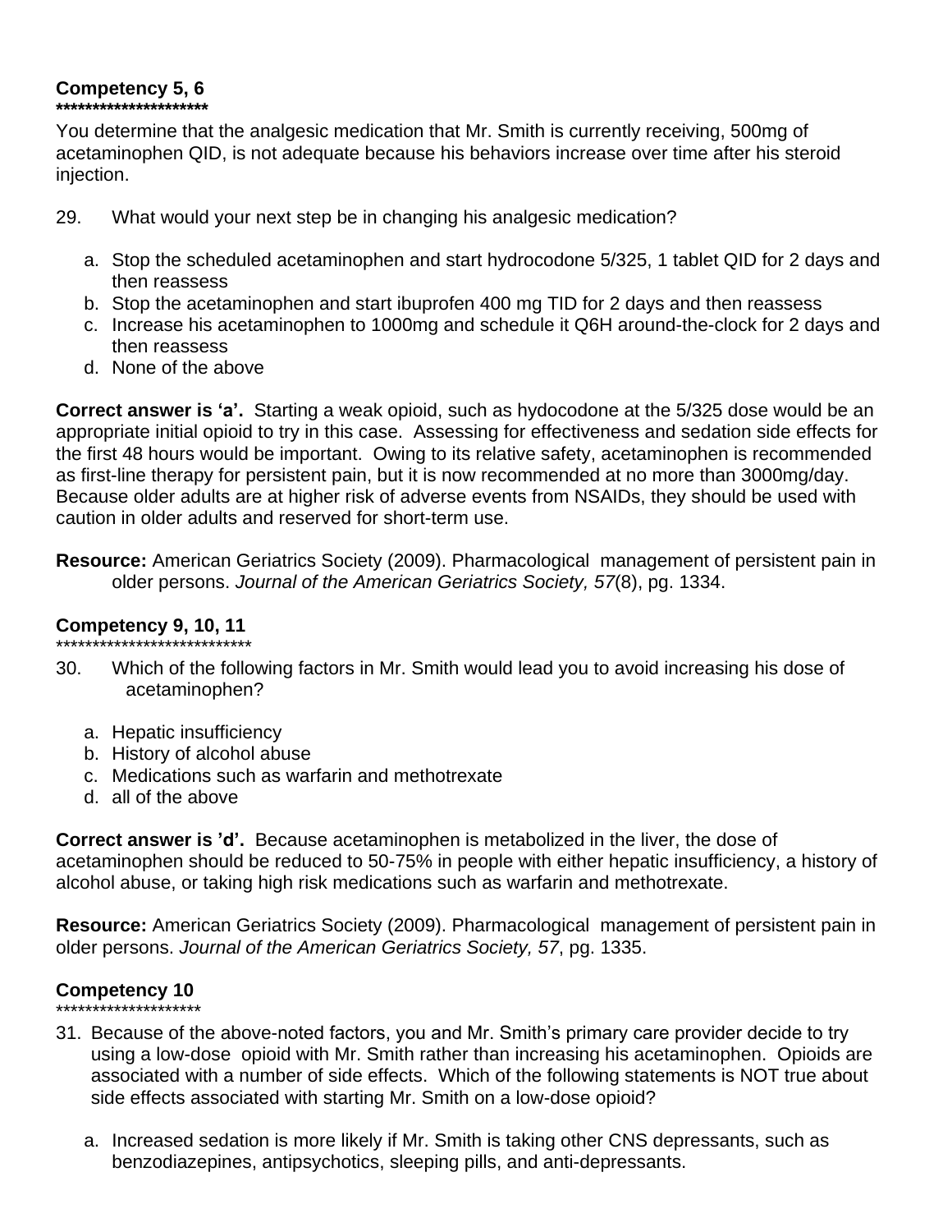**Competency 5, 6**
********************

You determine that the analgesic medication that Mr. Smith is currently receiving, 500mg of acetaminophen QID, is not adequate because his behaviors increase over time after his steroid injection.

29. What would your next step be in changing his analgesic medication?

   a. Stop the scheduled acetaminophen and start hydrocodone 5/325, 1 tablet QID for 2 days and then reassess
   b. Stop the acetaminophen and start ibuprofen 400 mg TID for 2 days and then reassess
   c. Increase his acetaminophen to 1000mg and schedule it Q6H around-the-clock for 2 days and then reassess
   d. None of the above

**Correct answer is 'a'.** Starting a weak opioid, such as hydocodone at the 5/325 dose would be an appropriate initial opioid to try in this case. Assessing for effectiveness and sedation side effects for the first 48 hours would be important. Owing to its relative safety, acetaminophen is recommended as first-line therapy for persistent pain, but it is now recommended at no more than 3000mg/day. Because older adults are at higher risk of adverse events from NSAIDs, they should be used with caution in older adults and reserved for short-term use.

**Resource:** American Geriatrics Society (2009). Pharmacological management of persistent pain in older persons. *Journal of the American Geriatrics Society, 57*(8), pg. 1334.

**Competency 9, 10, 11**
***************************

30. Which of the following factors in Mr. Smith would lead you to avoid increasing his dose of acetaminophen?

   a. Hepatic insufficiency
   b. History of alcohol abuse
   c. Medications such as warfarin and methotrexate
   d. all of the above

**Correct answer is 'd'.** Because acetaminophen is metabolized in the liver, the dose of acetaminophen should be reduced to 50-75% in people with either hepatic insufficiency, a history of alcohol abuse, or taking high risk medications such as warfarin and methotrexate.

**Resource:** American Geriatrics Society (2009). Pharmacological management of persistent pain in older persons. *Journal of the American Geriatrics Society, 57*, pg. 1335.

**Competency 10**
********************

31. Because of the above-noted factors, you and Mr. Smith's primary care provider decide to try using a low-dose opioid with Mr. Smith rather than increasing his acetaminophen. Opioids are associated with a number of side effects. Which of the following statements is NOT true about side effects associated with starting Mr. Smith on a low-dose opioid?

   a. Increased sedation is more likely if Mr. Smith is taking other CNS depressants, such as benzodiazepines, antipsychotics, sleeping pills, and anti-depressants.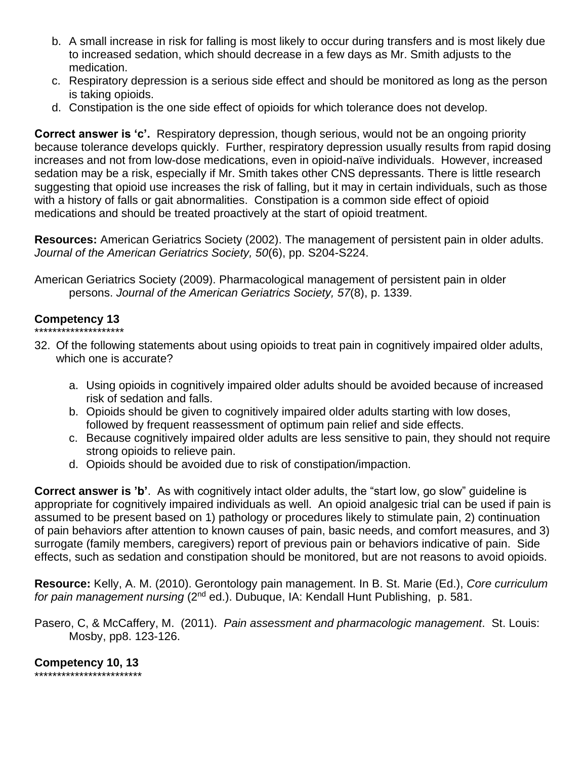b. A small increase in risk for falling is most likely to occur during transfers and is most likely due to increased sedation, which should decrease in a few days as Mr. Smith adjusts to the medication.
c. Respiratory depression is a serious side effect and should be monitored as long as the person is taking opioids.
d. Constipation is the one side effect of opioids for which tolerance does not develop.

**Correct answer is 'c'.** Respiratory depression, though serious, would not be an ongoing priority because tolerance develops quickly. Further, respiratory depression usually results from rapid dosing increases and not from low-dose medications, even in opioid-naïve individuals. However, increased sedation may be a risk, especially if Mr. Smith takes other CNS depressants. There is little research suggesting that opioid use increases the risk of falling, but it may in certain individuals, such as those with a history of falls or gait abnormalities. Constipation is a common side effect of opioid medications and should be treated proactively at the start of opioid treatment.

**Resources:** American Geriatrics Society (2002). The management of persistent pain in older adults. *Journal of the American Geriatrics Society, 50*(6), pp. S204-S224.

American Geriatrics Society (2009). Pharmacological management of persistent pain in older persons. *Journal of the American Geriatrics Society, 57*(8), p. 1339.

**Competency 13**

********************

32. Of the following statements about using opioids to treat pain in cognitively impaired older adults, which one is accurate?

    a. Using opioids in cognitively impaired older adults should be avoided because of increased risk of sedation and falls.
    b. Opioids should be given to cognitively impaired older adults starting with low doses, followed by frequent reassessment of optimum pain relief and side effects.
    c. Because cognitively impaired older adults are less sensitive to pain, they should not require strong opioids to relieve pain.
    d. Opioids should be avoided due to risk of constipation/impaction.

**Correct answer is 'b'**. As with cognitively intact older adults, the "start low, go slow" guideline is appropriate for cognitively impaired individuals as well. An opioid analgesic trial can be used if pain is assumed to be present based on 1) pathology or procedures likely to stimulate pain, 2) continuation of pain behaviors after attention to known causes of pain, basic needs, and comfort measures, and 3) surrogate (family members, caregivers) report of previous pain or behaviors indicative of pain. Side effects, such as sedation and constipation should be monitored, but are not reasons to avoid opioids.

**Resource:** Kelly, A. M. (2010). Gerontology pain management. In B. St. Marie (Ed.), *Core curriculum for pain management nursing* (2nd ed.). Dubuque, IA: Kendall Hunt Publishing, p. 581.

Pasero, C, & McCaffery, M. (2011). *Pain assessment and pharmacologic management*. St. Louis: Mosby, pp8. 123-126.

**Competency 10, 13**

************************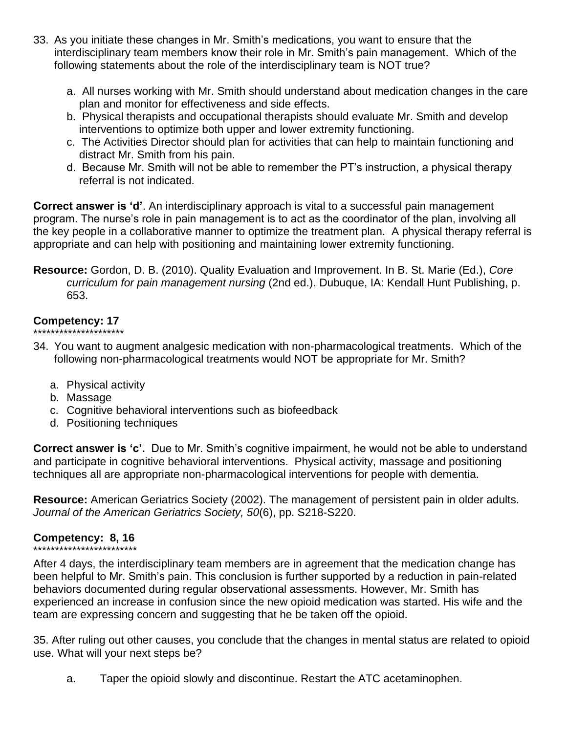33. As you initiate these changes in Mr. Smith's medications, you want to ensure that the interdisciplinary team members know their role in Mr. Smith's pain management. Which of the following statements about the role of the interdisciplinary team is NOT true?

   a. All nurses working with Mr. Smith should understand about medication changes in the care plan and monitor for effectiveness and side effects.
   b. Physical therapists and occupational therapists should evaluate Mr. Smith and develop interventions to optimize both upper and lower extremity functioning.
   c. The Activities Director should plan for activities that can help to maintain functioning and distract Mr. Smith from his pain.
   d. Because Mr. Smith will not be able to remember the PT's instruction, a physical therapy referral is not indicated.

**Correct answer is 'd'**. An interdisciplinary approach is vital to a successful pain management program. The nurse's role in pain management is to act as the coordinator of the plan, involving all the key people in a collaborative manner to optimize the treatment plan. A physical therapy referral is appropriate and can help with positioning and maintaining lower extremity functioning.

**Resource:** Gordon, D. B. (2010). Quality Evaluation and Improvement. In B. St. Marie (Ed.), *Core curriculum for pain management nursing* (2nd ed.). Dubuque, IA: Kendall Hunt Publishing, p. 653.

**Competency: 17**

*********************

34. You want to augment analgesic medication with non-pharmacological treatments. Which of the following non-pharmacological treatments would NOT be appropriate for Mr. Smith?

   a. Physical activity
   b. Massage
   c. Cognitive behavioral interventions such as biofeedback
   d. Positioning techniques

**Correct answer is 'c'.** Due to Mr. Smith's cognitive impairment, he would not be able to understand and participate in cognitive behavioral interventions. Physical activity, massage and positioning techniques all are appropriate non-pharmacological interventions for people with dementia.

**Resource:** American Geriatrics Society (2002). The management of persistent pain in older adults. *Journal of the American Geriatrics Society, 50*(6), pp. S218-S220.

**Competency: 8, 16**

************************

After 4 days, the interdisciplinary team members are in agreement that the medication change has been helpful to Mr. Smith's pain. This conclusion is further supported by a reduction in pain-related behaviors documented during regular observational assessments. However, Mr. Smith has experienced an increase in confusion since the new opioid medication was started. His wife and the team are expressing concern and suggesting that he be taken off the opioid.

35. After ruling out other causes, you conclude that the changes in mental status are related to opioid use. What will your next steps be?

   a. Taper the opioid slowly and discontinue. Restart the ATC acetaminophen.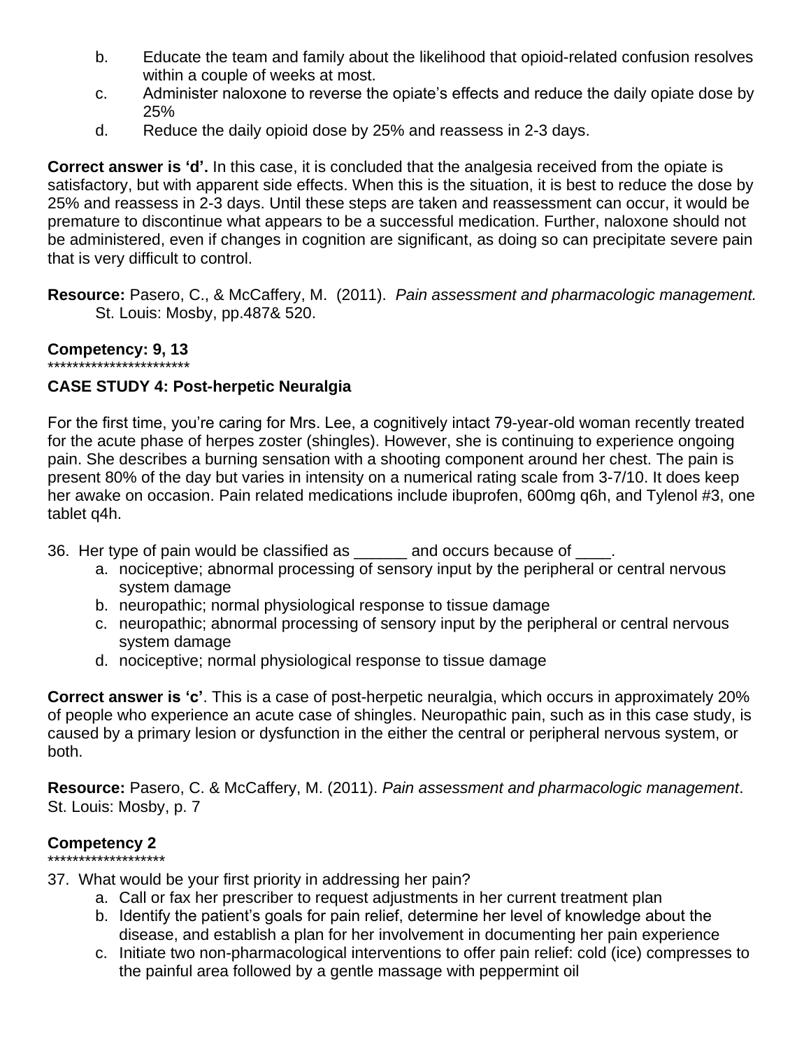b. Educate the team and family about the likelihood that opioid-related confusion resolves within a couple of weeks at most.
c. Administer naloxone to reverse the opiate's effects and reduce the daily opiate dose by 25%
d. Reduce the daily opioid dose by 25% and reassess in 2-3 days.

**Correct answer is 'd'.** In this case, it is concluded that the analgesia received from the opiate is satisfactory, but with apparent side effects. When this is the situation, it is best to reduce the dose by 25% and reassess in 2-3 days. Until these steps are taken and reassessment can occur, it would be premature to discontinue what appears to be a successful medication. Further, naloxone should not be administered, even if changes in cognition are significant, as doing so can precipitate severe pain that is very difficult to control.

**Resource:** Pasero, C., & McCaffery, M. (2011). *Pain assessment and pharmacologic management.* St. Louis: Mosby, pp.487& 520.

**Competency: 9, 13**
***********************

**CASE STUDY 4: Post-herpetic Neuralgia**

For the first time, you're caring for Mrs. Lee, a cognitively intact 79-year-old woman recently treated for the acute phase of herpes zoster (shingles). However, she is continuing to experience ongoing pain. She describes a burning sensation with a shooting component around her chest. The pain is present 80% of the day but varies in intensity on a numerical rating scale from 3-7/10. It does keep her awake on occasion. Pain related medications include ibuprofen, 600mg q6h, and Tylenol #3, one tablet q4h.

36. Her type of pain would be classified as ______ and occurs because of ____.
   a. nociceptive; abnormal processing of sensory input by the peripheral or central nervous system damage
   b. neuropathic; normal physiological response to tissue damage
   c. neuropathic; abnormal processing of sensory input by the peripheral or central nervous system damage
   d. nociceptive; normal physiological response to tissue damage

**Correct answer is 'c'**. This is a case of post-herpetic neuralgia, which occurs in approximately 20% of people who experience an acute case of shingles. Neuropathic pain, such as in this case study, is caused by a primary lesion or dysfunction in the either the central or peripheral nervous system, or both.

**Resource:** Pasero, C. & McCaffery, M. (2011). *Pain assessment and pharmacologic management*. St. Louis: Mosby, p. 7

**Competency 2**
*******************

37. What would be your first priority in addressing her pain?
   a. Call or fax her prescriber to request adjustments in her current treatment plan
   b. Identify the patient's goals for pain relief, determine her level of knowledge about the disease, and establish a plan for her involvement in documenting her pain experience
   c. Initiate two non-pharmacological interventions to offer pain relief: cold (ice) compresses to the painful area followed by a gentle massage with peppermint oil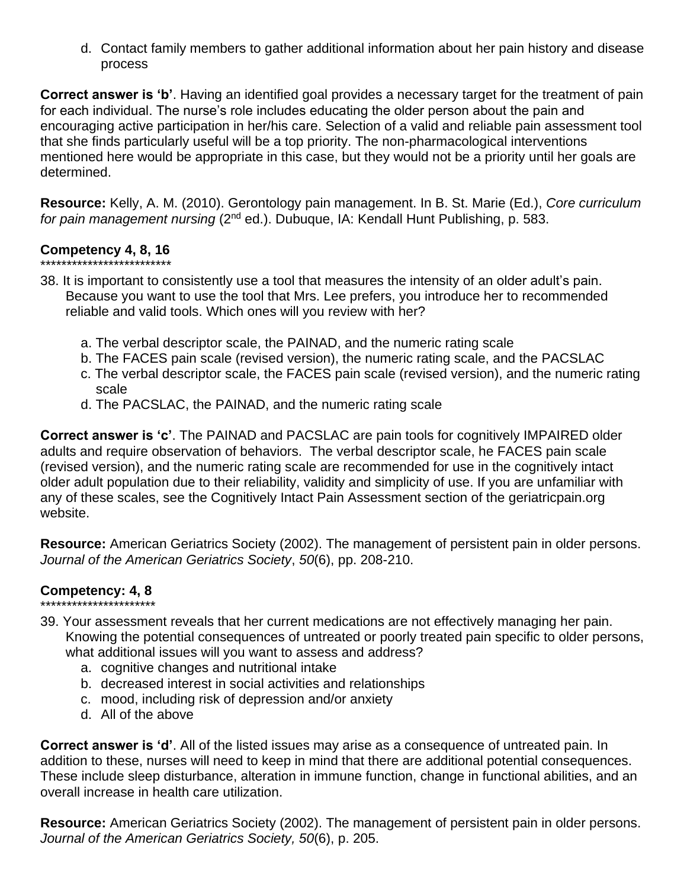d. Contact family members to gather additional information about her pain history and disease process

**Correct answer is 'b'**. Having an identified goal provides a necessary target for the treatment of pain for each individual. The nurse's role includes educating the older person about the pain and encouraging active participation in her/his care. Selection of a valid and reliable pain assessment tool that she finds particularly useful will be a top priority. The non-pharmacological interventions mentioned here would be appropriate in this case, but they would not be a priority until her goals are determined.

**Resource:** Kelly, A. M. (2010). Gerontology pain management. In B. St. Marie (Ed.), *Core curriculum for pain management nursing* (2nd ed.). Dubuque, IA: Kendall Hunt Publishing, p. 583.

**Competency 4, 8, 16**
*************************

38. It is important to consistently use a tool that measures the intensity of an older adult's pain. Because you want to use the tool that Mrs. Lee prefers, you introduce her to recommended reliable and valid tools. Which ones will you review with her?

   a. The verbal descriptor scale, the PAINAD, and the numeric rating scale
   b. The FACES pain scale (revised version), the numeric rating scale, and the PACSLAC
   c. The verbal descriptor scale, the FACES pain scale (revised version), and the numeric rating scale
   d. The PACSLAC, the PAINAD, and the numeric rating scale

**Correct answer is 'c'**. The PAINAD and PACSLAC are pain tools for cognitively IMPAIRED older adults and require observation of behaviors. The verbal descriptor scale, he FACES pain scale (revised version), and the numeric rating scale are recommended for use in the cognitively intact older adult population due to their reliability, validity and simplicity of use. If you are unfamiliar with any of these scales, see the Cognitively Intact Pain Assessment section of the geriatricpain.org website.

**Resource:** American Geriatrics Society (2002). The management of persistent pain in older persons. *Journal of the American Geriatrics Society*, *50*(6), pp. 208-210.

**Competency: 4, 8**
**********************

39. Your assessment reveals that her current medications are not effectively managing her pain. Knowing the potential consequences of untreated or poorly treated pain specific to older persons, what additional issues will you want to assess and address?

   a. cognitive changes and nutritional intake
   b. decreased interest in social activities and relationships
   c. mood, including risk of depression and/or anxiety
   d. All of the above

**Correct answer is 'd'**. All of the listed issues may arise as a consequence of untreated pain. In addition to these, nurses will need to keep in mind that there are additional potential consequences. These include sleep disturbance, alteration in immune function, change in functional abilities, and an overall increase in health care utilization.

**Resource:** American Geriatrics Society (2002). The management of persistent pain in older persons. *Journal of the American Geriatrics Society, 50*(6), p. 205.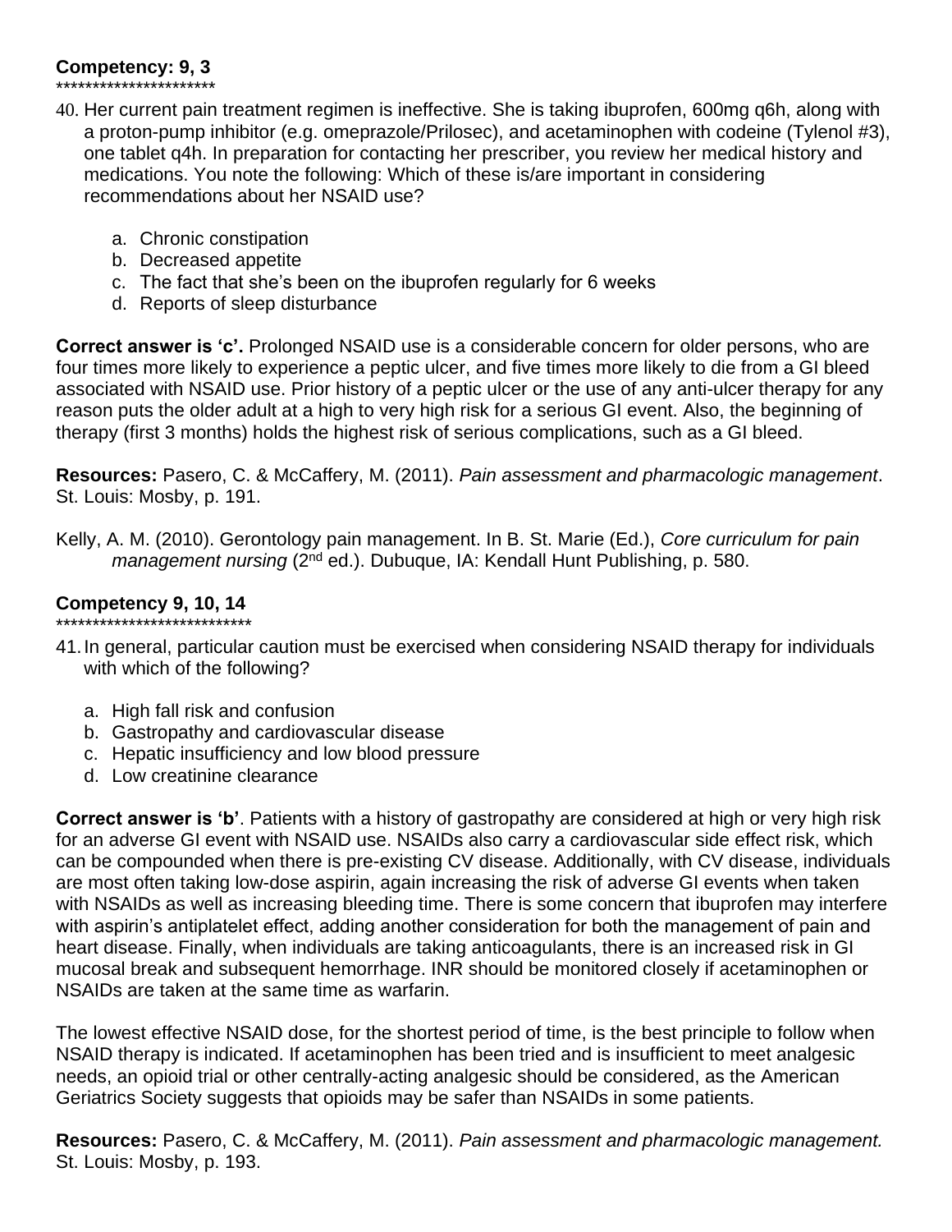**Competency: 9, 3**
*********************

40. Her current pain treatment regimen is ineffective. She is taking ibuprofen, 600mg q6h, along with a proton-pump inhibitor (e.g. omeprazole/Prilosec), and acetaminophen with codeine (Tylenol #3), one tablet q4h. In preparation for contacting her prescriber, you review her medical history and medications. You note the following: Which of these is/are important in considering recommendations about her NSAID use?

    a. Chronic constipation
    b. Decreased appetite
    c. The fact that she's been on the ibuprofen regularly for 6 weeks
    d. Reports of sleep disturbance

**Correct answer is 'c'.** Prolonged NSAID use is a considerable concern for older persons, who are four times more likely to experience a peptic ulcer, and five times more likely to die from a GI bleed associated with NSAID use. Prior history of a peptic ulcer or the use of any anti-ulcer therapy for any reason puts the older adult at a high to very high risk for a serious GI event. Also, the beginning of therapy (first 3 months) holds the highest risk of serious complications, such as a GI bleed.

**Resources:** Pasero, C. & McCaffery, M. (2011). *Pain assessment and pharmacologic management*. St. Louis: Mosby, p. 191.

Kelly, A. M. (2010). Gerontology pain management. In B. St. Marie (Ed.), *Core curriculum for pain management nursing* (2nd ed.). Dubuque, IA: Kendall Hunt Publishing, p. 580.

**Competency 9, 10, 14**
***************************

41. In general, particular caution must be exercised when considering NSAID therapy for individuals with which of the following?

    a. High fall risk and confusion
    b. Gastropathy and cardiovascular disease
    c. Hepatic insufficiency and low blood pressure
    d. Low creatinine clearance

**Correct answer is 'b'**. Patients with a history of gastropathy are considered at high or very high risk for an adverse GI event with NSAID use. NSAIDs also carry a cardiovascular side effect risk, which can be compounded when there is pre-existing CV disease. Additionally, with CV disease, individuals are most often taking low-dose aspirin, again increasing the risk of adverse GI events when taken with NSAIDs as well as increasing bleeding time. There is some concern that ibuprofen may interfere with aspirin's antiplatelet effect, adding another consideration for both the management of pain and heart disease. Finally, when individuals are taking anticoagulants, there is an increased risk in GI mucosal break and subsequent hemorrhage. INR should be monitored closely if acetaminophen or NSAIDs are taken at the same time as warfarin.

The lowest effective NSAID dose, for the shortest period of time, is the best principle to follow when NSAID therapy is indicated. If acetaminophen has been tried and is insufficient to meet analgesic needs, an opioid trial or other centrally-acting analgesic should be considered, as the American Geriatrics Society suggests that opioids may be safer than NSAIDs in some patients.

**Resources:** Pasero, C. & McCaffery, M. (2011). *Pain assessment and pharmacologic management.* St. Louis: Mosby, p. 193.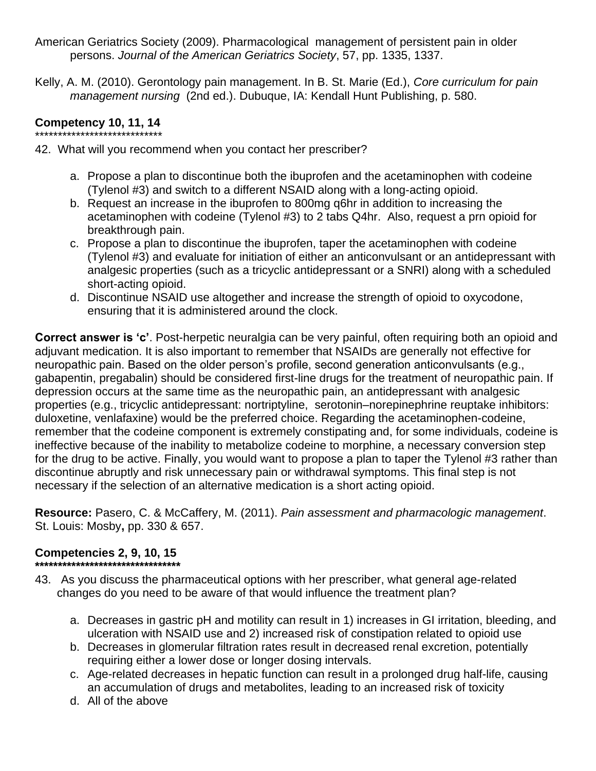American Geriatrics Society (2009). Pharmacological management of persistent pain in older persons. *Journal of the American Geriatrics Society*, 57, pp. 1335, 1337.

Kelly, A. M. (2010). Gerontology pain management. In B. St. Marie (Ed.), *Core curriculum for pain management nursing* (2nd ed.). Dubuque, IA: Kendall Hunt Publishing, p. 580.

**Competency 10, 11, 14**
****************************

42. What will you recommend when you contact her prescriber?

   a. Propose a plan to discontinue both the ibuprofen and the acetaminophen with codeine (Tylenol #3) and switch to a different NSAID along with a long-acting opioid.
   b. Request an increase in the ibuprofen to 800mg q6hr in addition to increasing the acetaminophen with codeine (Tylenol #3) to 2 tabs Q4hr. Also, request a prn opioid for breakthrough pain.
   c. Propose a plan to discontinue the ibuprofen, taper the acetaminophen with codeine (Tylenol #3) and evaluate for initiation of either an anticonvulsant or an antidepressant with analgesic properties (such as a tricyclic antidepressant or a SNRI) along with a scheduled short-acting opioid.
   d. Discontinue NSAID use altogether and increase the strength of opioid to oxycodone, ensuring that it is administered around the clock.

**Correct answer is 'c'**. Post-herpetic neuralgia can be very painful, often requiring both an opioid and adjuvant medication. It is also important to remember that NSAIDs are generally not effective for neuropathic pain. Based on the older person's profile, second generation anticonvulsants (e.g., gabapentin, pregabalin) should be considered first-line drugs for the treatment of neuropathic pain. If depression occurs at the same time as the neuropathic pain, an antidepressant with analgesic properties (e.g., tricyclic antidepressant: nortriptyline, serotonin–norepinephrine reuptake inhibitors: duloxetine, venlafaxine) would be the preferred choice. Regarding the acetaminophen-codeine, remember that the codeine component is extremely constipating and, for some individuals, codeine is ineffective because of the inability to metabolize codeine to morphine, a necessary conversion step for the drug to be active. Finally, you would want to propose a plan to taper the Tylenol #3 rather than discontinue abruptly and risk unnecessary pain or withdrawal symptoms. This final step is not necessary if the selection of an alternative medication is a short acting opioid.

**Resource:** Pasero, C. & McCaffery, M. (2011). *Pain assessment and pharmacologic management*. St. Louis: Mosby**,** pp. 330 & 657.

**Competencies 2, 9, 10, 15**
********************************

43. As you discuss the pharmaceutical options with her prescriber, what general age-related changes do you need to be aware of that would influence the treatment plan?

   a. Decreases in gastric pH and motility can result in 1) increases in GI irritation, bleeding, and ulceration with NSAID use and 2) increased risk of constipation related to opioid use
   b. Decreases in glomerular filtration rates result in decreased renal excretion, potentially requiring either a lower dose or longer dosing intervals.
   c. Age-related decreases in hepatic function can result in a prolonged drug half-life, causing an accumulation of drugs and metabolites, leading to an increased risk of toxicity
   d. All of the above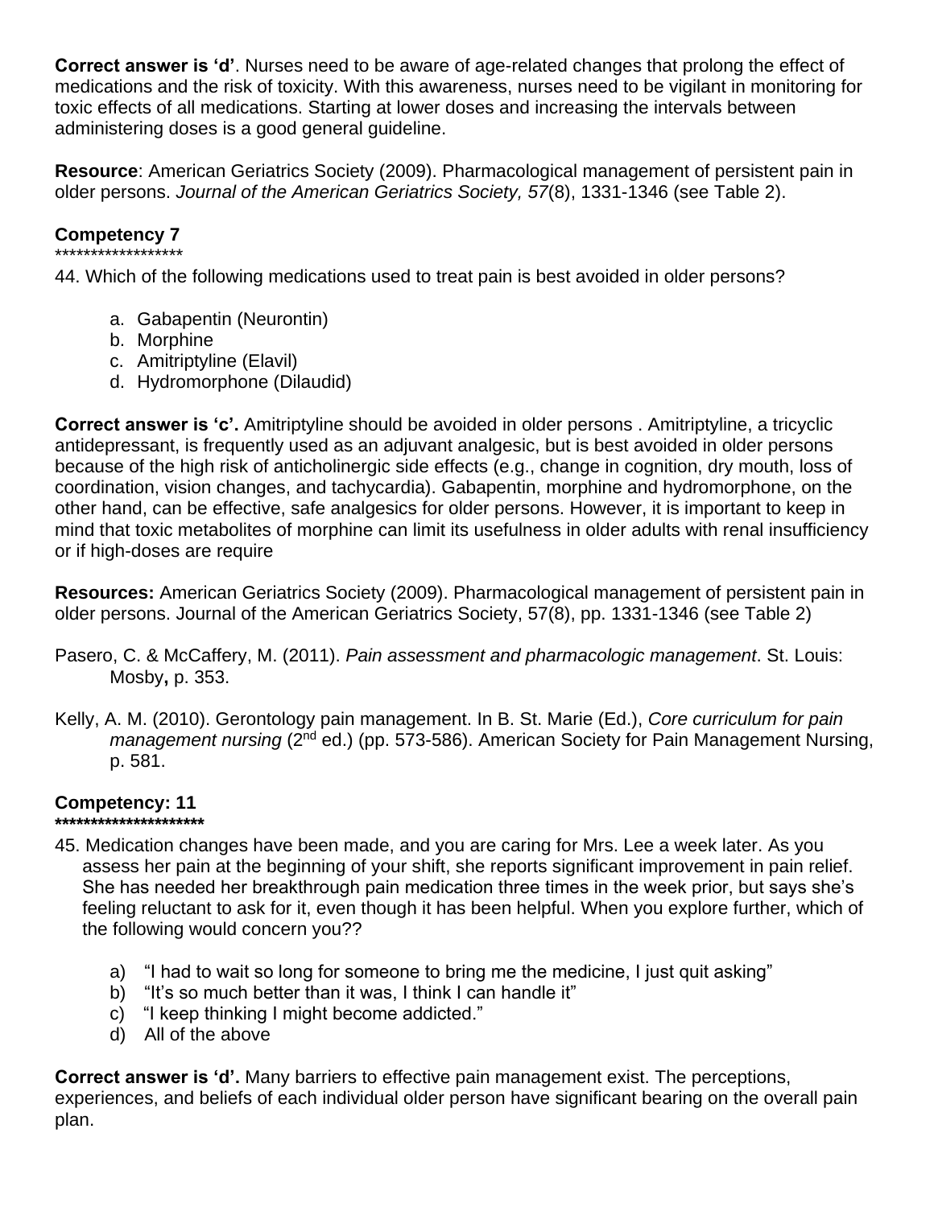**Correct answer is 'd'**. Nurses need to be aware of age-related changes that prolong the effect of medications and the risk of toxicity. With this awareness, nurses need to be vigilant in monitoring for toxic effects of all medications. Starting at lower doses and increasing the intervals between administering doses is a good general guideline.

**Resource**: American Geriatrics Society (2009). Pharmacological management of persistent pain in older persons. *Journal of the American Geriatrics Society, 57*(8), 1331-1346 (see Table 2).

### Competency 7

******************

44. Which of the following medications used to treat pain is best avoided in older persons?

   a. Gabapentin (Neurontin)
   b. Morphine
   c. Amitriptyline (Elavil)
   d. Hydromorphone (Dilaudid)

**Correct answer is 'c'.** Amitriptyline should be avoided in older persons . Amitriptyline, a tricyclic antidepressant, is frequently used as an adjuvant analgesic, but is best avoided in older persons because of the high risk of anticholinergic side effects (e.g., change in cognition, dry mouth, loss of coordination, vision changes, and tachycardia). Gabapentin, morphine and hydromorphone, on the other hand, can be effective, safe analgesics for older persons. However, it is important to keep in mind that toxic metabolites of morphine can limit its usefulness in older adults with renal insufficiency or if high-doses are require

**Resources:** American Geriatrics Society (2009). Pharmacological management of persistent pain in older persons. Journal of the American Geriatrics Society, 57(8), pp. 1331-1346 (see Table 2)

Pasero, C. & McCaffery, M. (2011). *Pain assessment and pharmacologic management*. St. Louis: Mosby**,** p. 353.

Kelly, A. M. (2010). Gerontology pain management. In B. St. Marie (Ed.), *Core curriculum for pain management nursing* (2nd ed.) (pp. 573-586). American Society for Pain Management Nursing, p. 581.

### Competency: 11

*********************

45. Medication changes have been made, and you are caring for Mrs. Lee a week later. As you assess her pain at the beginning of your shift, she reports significant improvement in pain relief. She has needed her breakthrough pain medication three times in the week prior, but says she's feeling reluctant to ask for it, even though it has been helpful. When you explore further, which of the following would concern you??

   a) "I had to wait so long for someone to bring me the medicine, I just quit asking"
   b) "It's so much better than it was, I think I can handle it"
   c) "I keep thinking I might become addicted."
   d) All of the above

**Correct answer is 'd'.** Many barriers to effective pain management exist. The perceptions, experiences, and beliefs of each individual older person have significant bearing on the overall pain plan.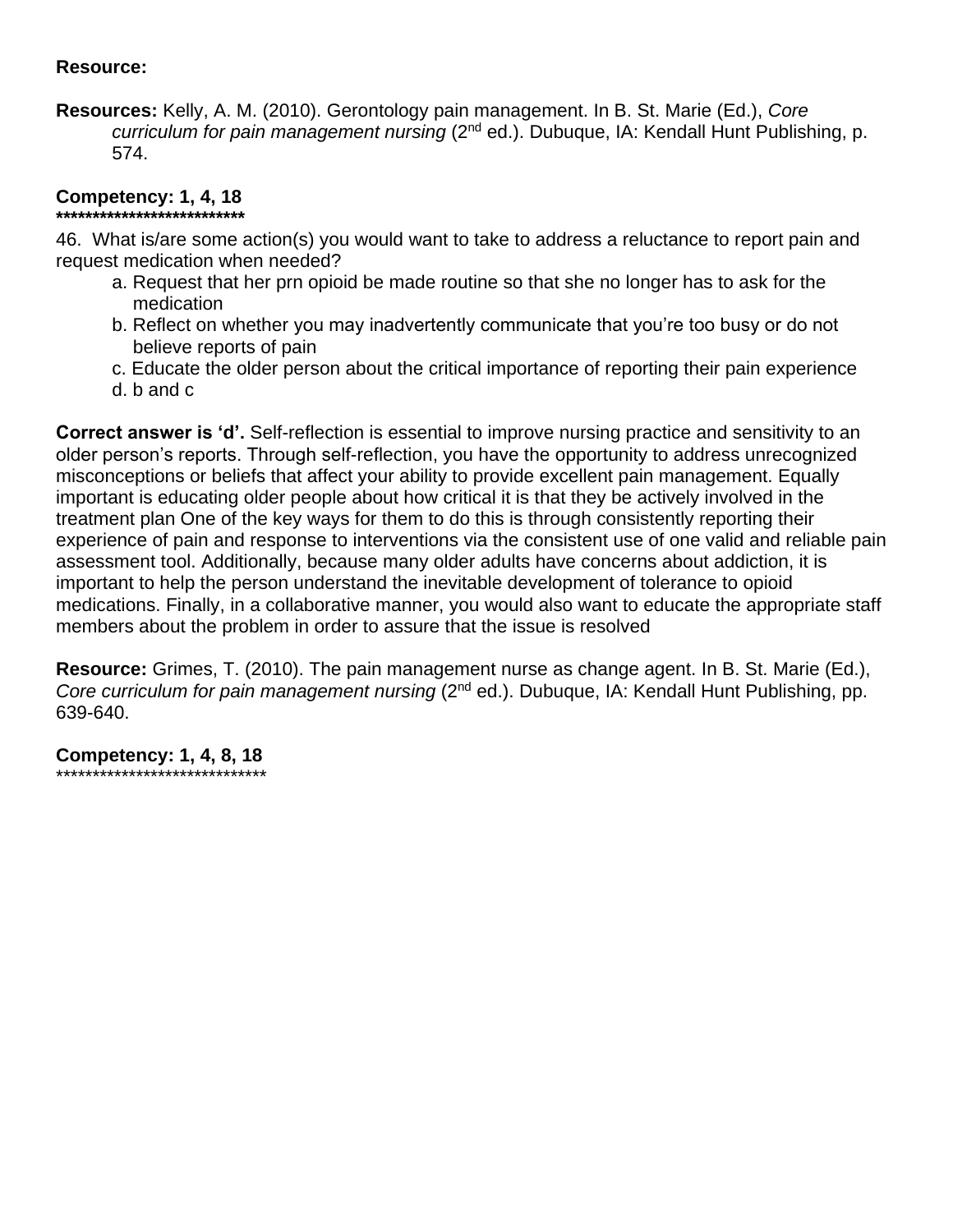**Resource:**

**Resources:** Kelly, A. M. (2010). Gerontology pain management. In B. St. Marie (Ed.), *Core curriculum for pain management nursing* (2nd ed.). Dubuque, IA: Kendall Hunt Publishing, p. 574.

**Competency: 1, 4, 18**
****************************

46. What is/are some action(s) you would want to take to address a reluctance to report pain and request medication when needed?

a. Request that her prn opioid be made routine so that she no longer has to ask for the medication
b. Reflect on whether you may inadvertently communicate that you're too busy or do not believe reports of pain
c. Educate the older person about the critical importance of reporting their pain experience
d. b and c

**Correct answer is 'd'.** Self-reflection is essential to improve nursing practice and sensitivity to an older person's reports. Through self-reflection, you have the opportunity to address unrecognized misconceptions or beliefs that affect your ability to provide excellent pain management. Equally important is educating older people about how critical it is that they be actively involved in the treatment plan One of the key ways for them to do this is through consistently reporting their experience of pain and response to interventions via the consistent use of one valid and reliable pain assessment tool. Additionally, because many older adults have concerns about addiction, it is important to help the person understand the inevitable development of tolerance to opioid medications. Finally, in a collaborative manner, you would also want to educate the appropriate staff members about the problem in order to assure that the issue is resolved

**Resource:** Grimes, T. (2010). The pain management nurse as change agent. In B. St. Marie (Ed.), *Core curriculum for pain management nursing* (2nd ed.). Dubuque, IA: Kendall Hunt Publishing, pp. 639-640.

**Competency: 1, 4, 8, 18**
*****************************